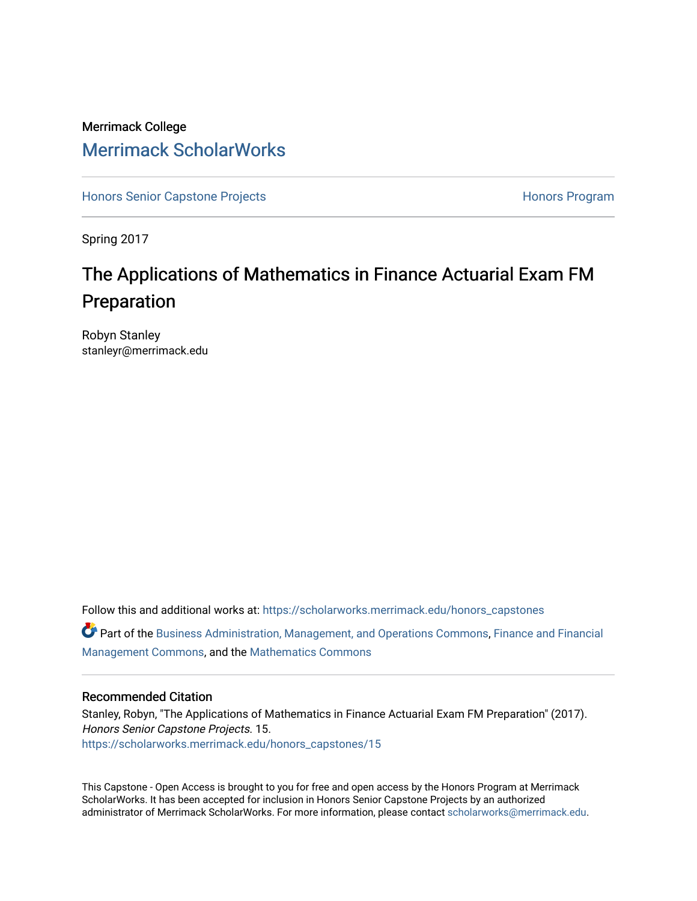Merrimack College

# Merrimack ScholarWorks

Honors Senior Capstone Projects | Honors Program

Spring 2017

# The Applications of Mathematics in Finance Actuarial Exam FM Preparation

Robyn Stanley
stanleyr@merrimack.edu

Follow this and additional works at: https://scholarworks.merrimack.edu/honors_capstones

Part of the Business Administration, Management, and Operations Commons, Finance and Financial Management Commons, and the Mathematics Commons

## Recommended Citation

Stanley, Robyn, "The Applications of Mathematics in Finance Actuarial Exam FM Preparation" (2017). *Honors Senior Capstone Projects*. 15.
https://scholarworks.merrimack.edu/honors_capstones/15

This Capstone - Open Access is brought to you for free and open access by the Honors Program at Merrimack ScholarWorks. It has been accepted for inclusion in Honors Senior Capstone Projects by an authorized administrator of Merrimack ScholarWorks. For more information, please contact scholarworks@merrimack.edu.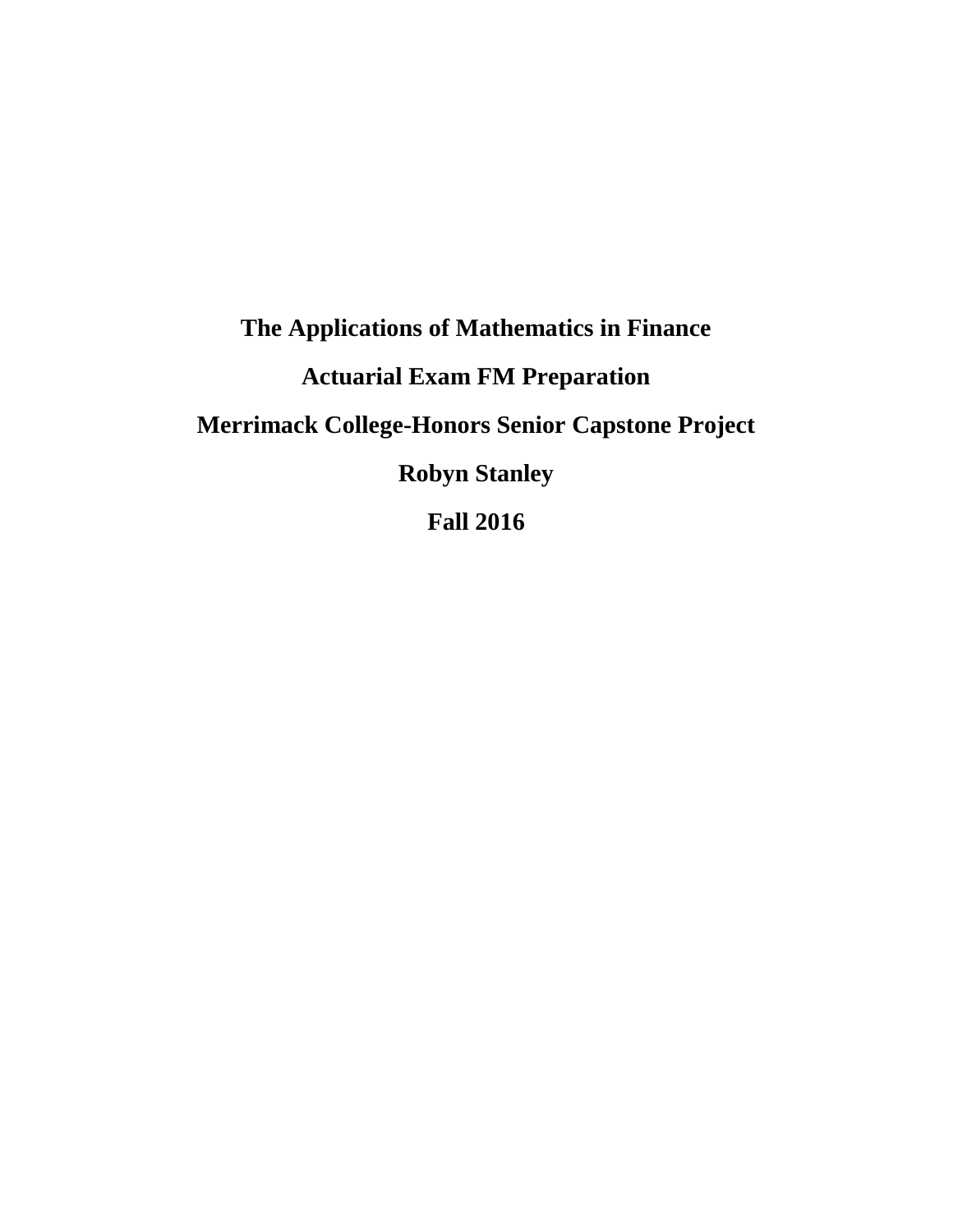# The Applications of Mathematics in Finance

## Actuarial Exam FM Preparation

## Merrimack College-Honors Senior Capstone Project

## Robyn Stanley

## Fall 2016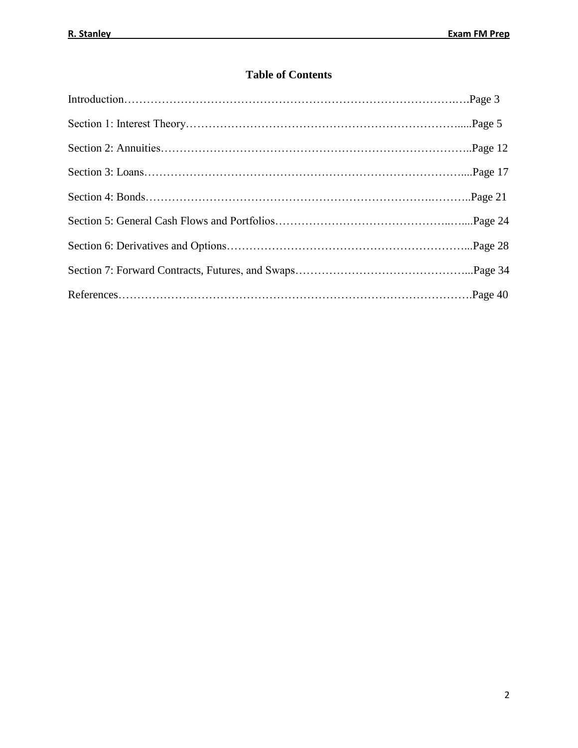# Table of Contents

Introduction……………………………………………………………………………….….Page 3

Section 1: Interest Theory…………………………………………………………………....Page 5

Section 2: Annuities………………………………………………………………………..Page 12

Section 3: Loans…………………………………………………………………………....Page 17

Section 4: Bonds…………………………………………………………………….………..Page 21

Section 5: General Cash Flows and Portfolios……………………………………….......Page 24

Section 6: Derivatives and Options………………………………………………………...Page 28

Section 7: Forward Contracts, Futures, and Swaps………………………………………...Page 34

References………………………………………………………………………………….Page 40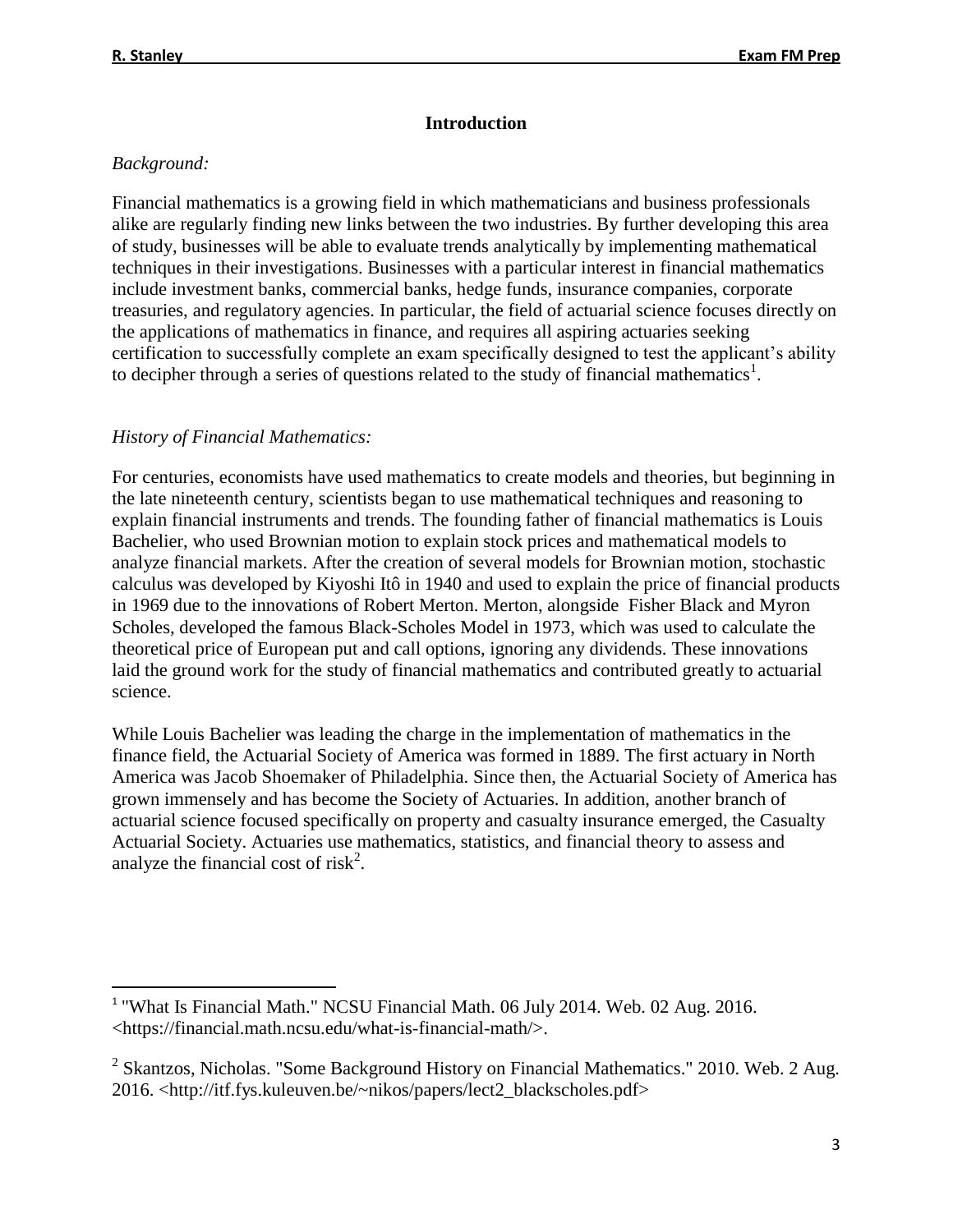## Introduction

*Background:*

Financial mathematics is a growing field in which mathematicians and business professionals alike are regularly finding new links between the two industries. By further developing this area of study, businesses will be able to evaluate trends analytically by implementing mathematical techniques in their investigations. Businesses with a particular interest in financial mathematics include investment banks, commercial banks, hedge funds, insurance companies, corporate treasuries, and regulatory agencies. In particular, the field of actuarial science focuses directly on the applications of mathematics in finance, and requires all aspiring actuaries seeking certification to successfully complete an exam specifically designed to test the applicant's ability to decipher through a series of questions related to the study of financial mathematics[1].

*History of Financial Mathematics:*

For centuries, economists have used mathematics to create models and theories, but beginning in the late nineteenth century, scientists began to use mathematical techniques and reasoning to explain financial instruments and trends. The founding father of financial mathematics is Louis Bachelier, who used Brownian motion to explain stock prices and mathematical models to analyze financial markets. After the creation of several models for Brownian motion, stochastic calculus was developed by Kiyoshi Itô in 1940 and used to explain the price of financial products in 1969 due to the innovations of Robert Merton. Merton, alongside Fisher Black and Myron Scholes, developed the famous Black-Scholes Model in 1973, which was used to calculate the theoretical price of European put and call options, ignoring any dividends. These innovations laid the ground work for the study of financial mathematics and contributed greatly to actuarial science.

While Louis Bachelier was leading the charge in the implementation of mathematics in the finance field, the Actuarial Society of America was formed in 1889. The first actuary in North America was Jacob Shoemaker of Philadelphia. Since then, the Actuarial Society of America has grown immensely and has become the Society of Actuaries. In addition, another branch of actuarial science focused specifically on property and casualty insurance emerged, the Casualty Actuarial Society. Actuaries use mathematics, statistics, and financial theory to assess and analyze the financial cost of risk[2].

---

[1] "What Is Financial Math." NCSU Financial Math. 06 July 2014. Web. 02 Aug. 2016. <https://financial.math.ncsu.edu/what-is-financial-math/>.

[2] Skantzos, Nicholas. "Some Background History on Financial Mathematics." 2010. Web. 2 Aug. 2016. <http://itf.fys.kuleuven.be/~nikos/papers/lect2_blackscholes.pdf>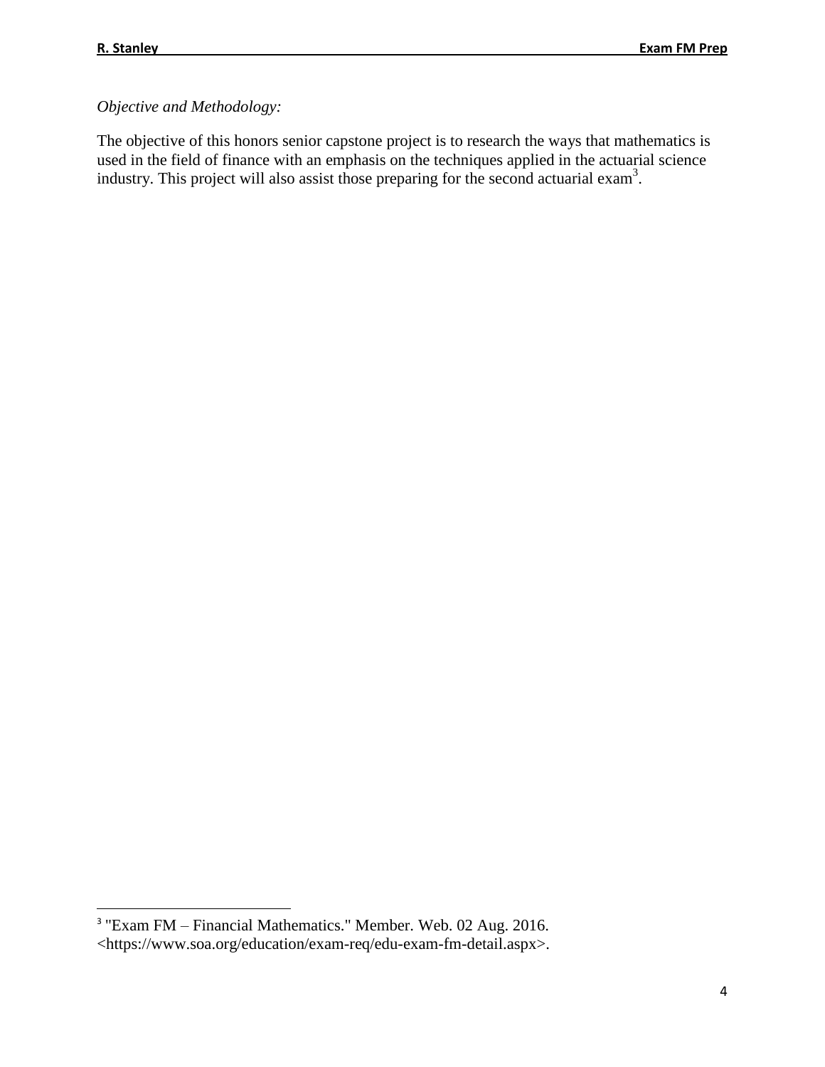*Objective and Methodology:*

The objective of this honors senior capstone project is to research the ways that mathematics is used in the field of finance with an emphasis on the techniques applied in the actuarial science industry. This project will also assist those preparing for the second actuarial exam[3].

[3] "Exam FM – Financial Mathematics." Member. Web. 02 Aug. 2016. <https://www.soa.org/education/exam-req/edu-exam-fm-detail.aspx>.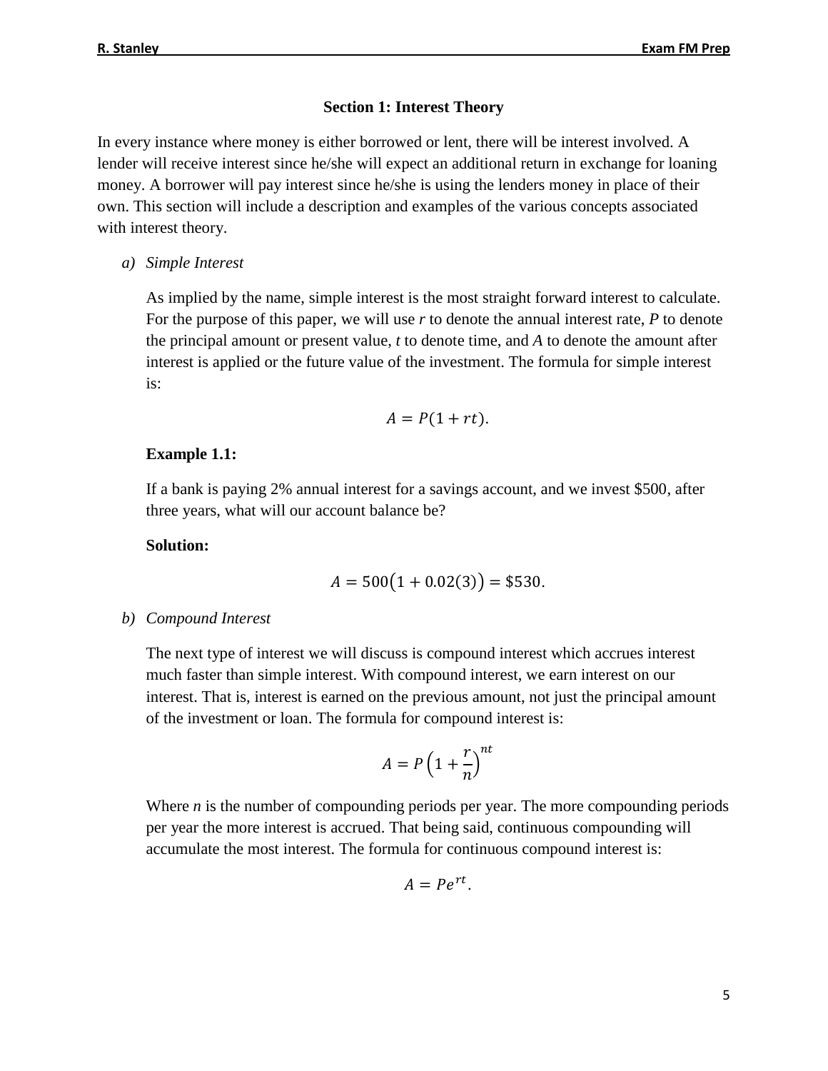## Section 1: Interest Theory

In every instance where money is either borrowed or lent, there will be interest involved. A lender will receive interest since he/she will expect an additional return in exchange for loaning money. A borrower will pay interest since he/she is using the lenders money in place of their own. This section will include a description and examples of the various concepts associated with interest theory.

### *a) Simple Interest*

As implied by the name, simple interest is the most straight forward interest to calculate. For the purpose of this paper, we will use $r$ to denote the annual interest rate, $P$ to denote the principal amount or present value, $t$ to denote time, and $A$ to denote the amount after interest is applied or the future value of the investment. The formula for simple interest is:

$$A = P(1 + rt).$$

**Example 1.1:**

If a bank is paying 2% annual interest for a savings account, and we invest \$500, after three years, what will our account balance be?

**Solution:**

$$A = 500\big(1 + 0.02(3)\big) = \$530.$$

### *b) Compound Interest*

The next type of interest we will discuss is compound interest which accrues interest much faster than simple interest. With compound interest, we earn interest on our interest. That is, interest is earned on the previous amount, not just the principal amount of the investment or loan. The formula for compound interest is:

$$A = P\left(1 + \frac{r}{n}\right)^{nt}$$

Where $n$ is the number of compounding periods per year. The more compounding periods per year the more interest is accrued. That being said, continuous compounding will accumulate the most interest. The formula for continuous compound interest is:

$$A = Pe^{rt}.$$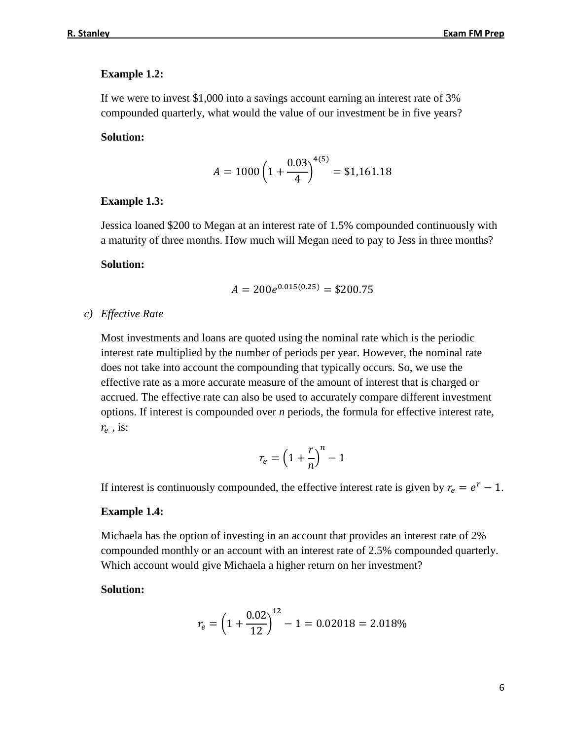**Example 1.2:**

If we were to invest $1,000 into a savings account earning an interest rate of 3% compounded quarterly, what would the value of our investment be in five years?

**Solution:**

$$A = 1000\left(1 + \frac{0.03}{4}\right)^{4(5)} = \$1{,}161.18$$

**Example 1.3:**

Jessica loaned $200 to Megan at an interest rate of 1.5% compounded continuously with a maturity of three months. How much will Megan need to pay to Jess in three months?

**Solution:**

$$A = 200e^{0.015(0.25)} = \$200.75$$

c) *Effective Rate*

Most investments and loans are quoted using the nominal rate which is the periodic interest rate multiplied by the number of periods per year. However, the nominal rate does not take into account the compounding that typically occurs. So, we use the effective rate as a more accurate measure of the amount of interest that is charged or accrued. The effective rate can also be used to accurately compare different investment options. If interest is compounded over *n* periods, the formula for effective interest rate, $r_e$ , is:

$$r_e = \left(1 + \frac{r}{n}\right)^n - 1$$

If interest is continuously compounded, the effective interest rate is given by $r_e = e^r - 1$.

**Example 1.4:**

Michaela has the option of investing in an account that provides an interest rate of 2% compounded monthly or an account with an interest rate of 2.5% compounded quarterly. Which account would give Michaela a higher return on her investment?

**Solution:**

$$r_e = \left(1 + \frac{0.02}{12}\right)^{12} - 1 = 0.02018 = 2.018\%$$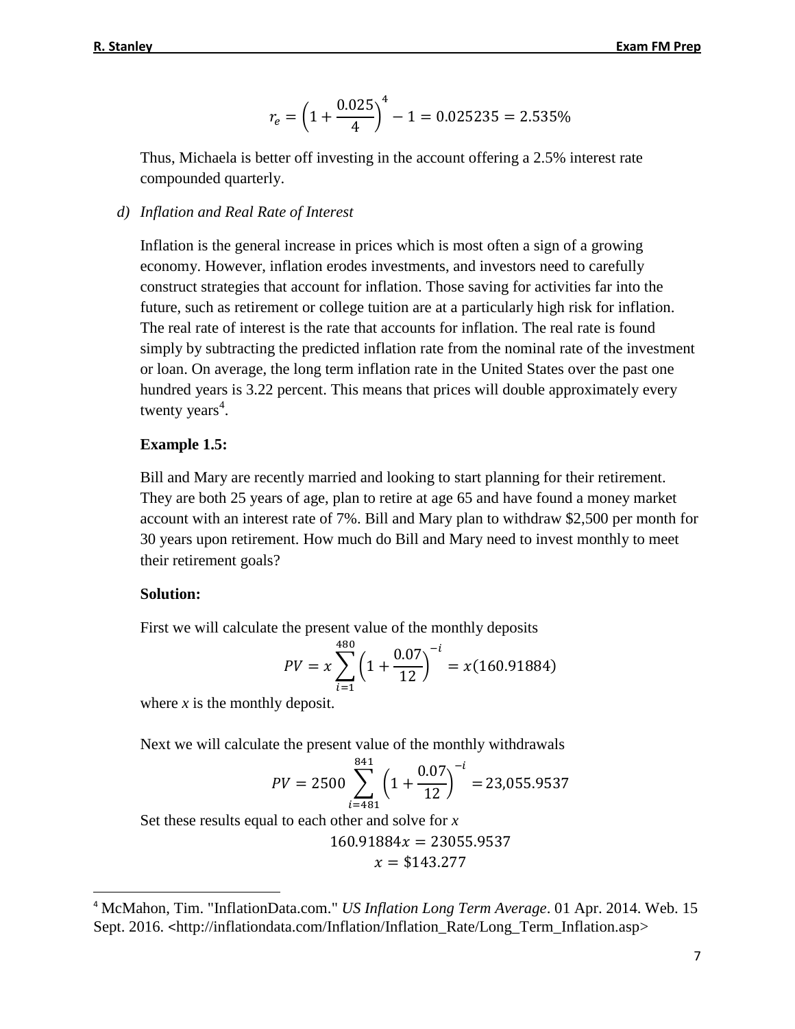$$r_e = \left(1 + \frac{0.025}{4}\right)^4 - 1 = 0.025235 = 2.535\%$$

Thus, Michaela is better off investing in the account offering a 2.5% interest rate compounded quarterly.

*d) Inflation and Real Rate of Interest*

Inflation is the general increase in prices which is most often a sign of a growing economy. However, inflation erodes investments, and investors need to carefully construct strategies that account for inflation. Those saving for activities far into the future, such as retirement or college tuition are at a particularly high risk for inflation. The real rate of interest is the rate that accounts for inflation. The real rate is found simply by subtracting the predicted inflation rate from the nominal rate of the investment or loan. On average, the long term inflation rate in the United States over the past one hundred years is 3.22 percent. This means that prices will double approximately every twenty years[4].

**Example 1.5:**

Bill and Mary are recently married and looking to start planning for their retirement. They are both 25 years of age, plan to retire at age 65 and have found a money market account with an interest rate of 7%. Bill and Mary plan to withdraw \$2,500 per month for 30 years upon retirement. How much do Bill and Mary need to invest monthly to meet their retirement goals?

**Solution:**

First we will calculate the present value of the monthly deposits

$$PV = x \sum_{i=1}^{480} \left(1 + \frac{0.07}{12}\right)^{-i} = x(160.91884)$$

where *x* is the monthly deposit.

Next we will calculate the present value of the monthly withdrawals

$$PV = 2500 \sum_{i=481}^{841} \left(1 + \frac{0.07}{12}\right)^{-i} = 23{,}055.9537$$

Set these results equal to each other and solve for *x*

$$160.91884x = 23055.9537$$

$$x = \$143.277$$

[4] McMahon, Tim. "InflationData.com." *US Inflation Long Term Average*. 01 Apr. 2014. Web. 15 Sept. 2016. <http://inflationdata.com/Inflation/Inflation_Rate/Long_Term_Inflation.asp>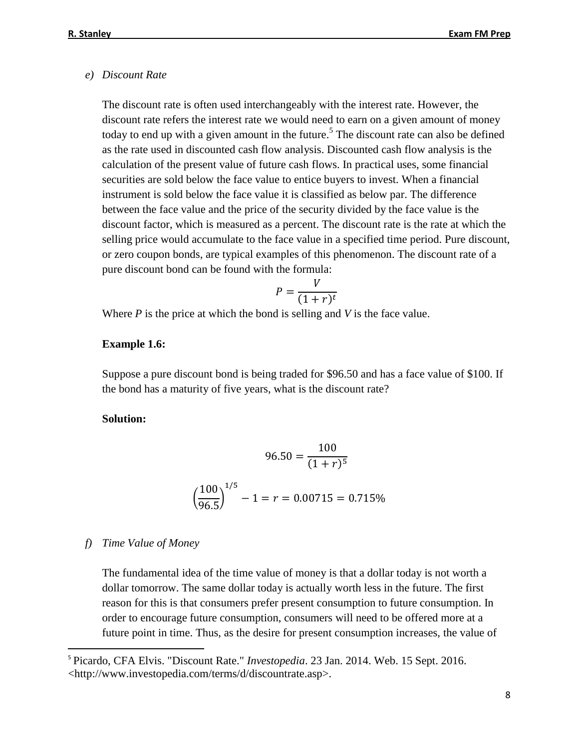*e) Discount Rate*

The discount rate is often used interchangeably with the interest rate. However, the discount rate refers the interest rate we would need to earn on a given amount of money today to end up with a given amount in the future.[5] The discount rate can also be defined as the rate used in discounted cash flow analysis. Discounted cash flow analysis is the calculation of the present value of future cash flows. In practical uses, some financial securities are sold below the face value to entice buyers to invest. When a financial instrument is sold below the face value it is classified as below par. The difference between the face value and the price of the security divided by the face value is the discount factor, which is measured as a percent. The discount rate is the rate at which the selling price would accumulate to the face value in a specified time period. Pure discount, or zero coupon bonds, are typical examples of this phenomenon. The discount rate of a pure discount bond can be found with the formula:

$$P = \frac{V}{(1+r)^t}$$

Where *P* is the price at which the bond is selling and *V* is the face value.

**Example 1.6:**

Suppose a pure discount bond is being traded for \$96.50 and has a face value of \$100. If the bond has a maturity of five years, what is the discount rate?

**Solution:**

$$96.50 = \frac{100}{(1+r)^5}$$

$$\left(\frac{100}{96.5}\right)^{1/5} - 1 = r = 0.00715 = 0.715\%$$

*f) Time Value of Money*

The fundamental idea of the time value of money is that a dollar today is not worth a dollar tomorrow. The same dollar today is actually worth less in the future. The first reason for this is that consumers prefer present consumption to future consumption. In order to encourage future consumption, consumers will need to be offered more at a future point in time. Thus, as the desire for present consumption increases, the value of

[5] Picardo, CFA Elvis. "Discount Rate." *Investopedia*. 23 Jan. 2014. Web. 15 Sept. 2016. <http://www.investopedia.com/terms/d/discountrate.asp>.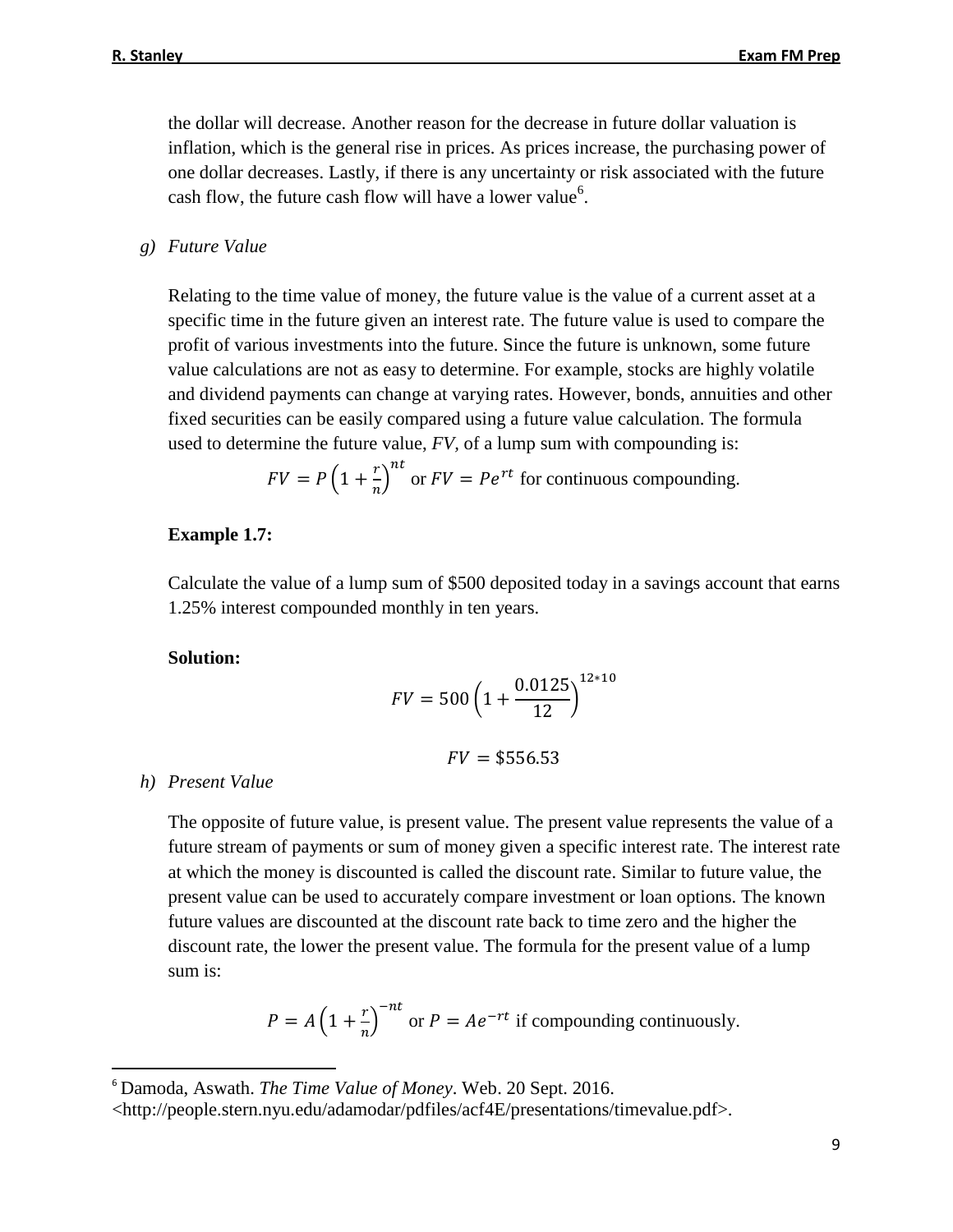the dollar will decrease. Another reason for the decrease in future dollar valuation is inflation, which is the general rise in prices. As prices increase, the purchasing power of one dollar decreases. Lastly, if there is any uncertainty or risk associated with the future cash flow, the future cash flow will have a lower value[6].

g) *Future Value*

Relating to the time value of money, the future value is the value of a current asset at a specific time in the future given an interest rate. The future value is used to compare the profit of various investments into the future. Since the future is unknown, some future value calculations are not as easy to determine. For example, stocks are highly volatile and dividend payments can change at varying rates. However, bonds, annuities and other fixed securities can be easily compared using a future value calculation. The formula used to determine the future value, *FV*, of a lump sum with compounding is:

$$FV = P\left(1+\frac{r}{n}\right)^{nt} \text{ or } FV = Pe^{rt} \text{ for continuous compounding.}$$

**Example 1.7:**

Calculate the value of a lump sum of $500 deposited today in a savings account that earns 1.25% interest compounded monthly in ten years.

**Solution:**

$$FV = 500\left(1+\frac{0.0125}{12}\right)^{12*10}$$

$$FV = \$556.53$$

h) *Present Value*

The opposite of future value, is present value. The present value represents the value of a future stream of payments or sum of money given a specific interest rate. The interest rate at which the money is discounted is called the discount rate. Similar to future value, the present value can be used to accurately compare investment or loan options. The known future values are discounted at the discount rate back to time zero and the higher the discount rate, the lower the present value. The formula for the present value of a lump sum is:

$$P = A\left(1+\frac{r}{n}\right)^{-nt} \text{ or } P = Ae^{-rt} \text{ if compounding continuously.}$$

---

[6] Damoda, Aswath. *The Time Value of Money*. Web. 20 Sept. 2016. <http://people.stern.nyu.edu/adamodar/pdfiles/acf4E/presentations/timevalue.pdf>.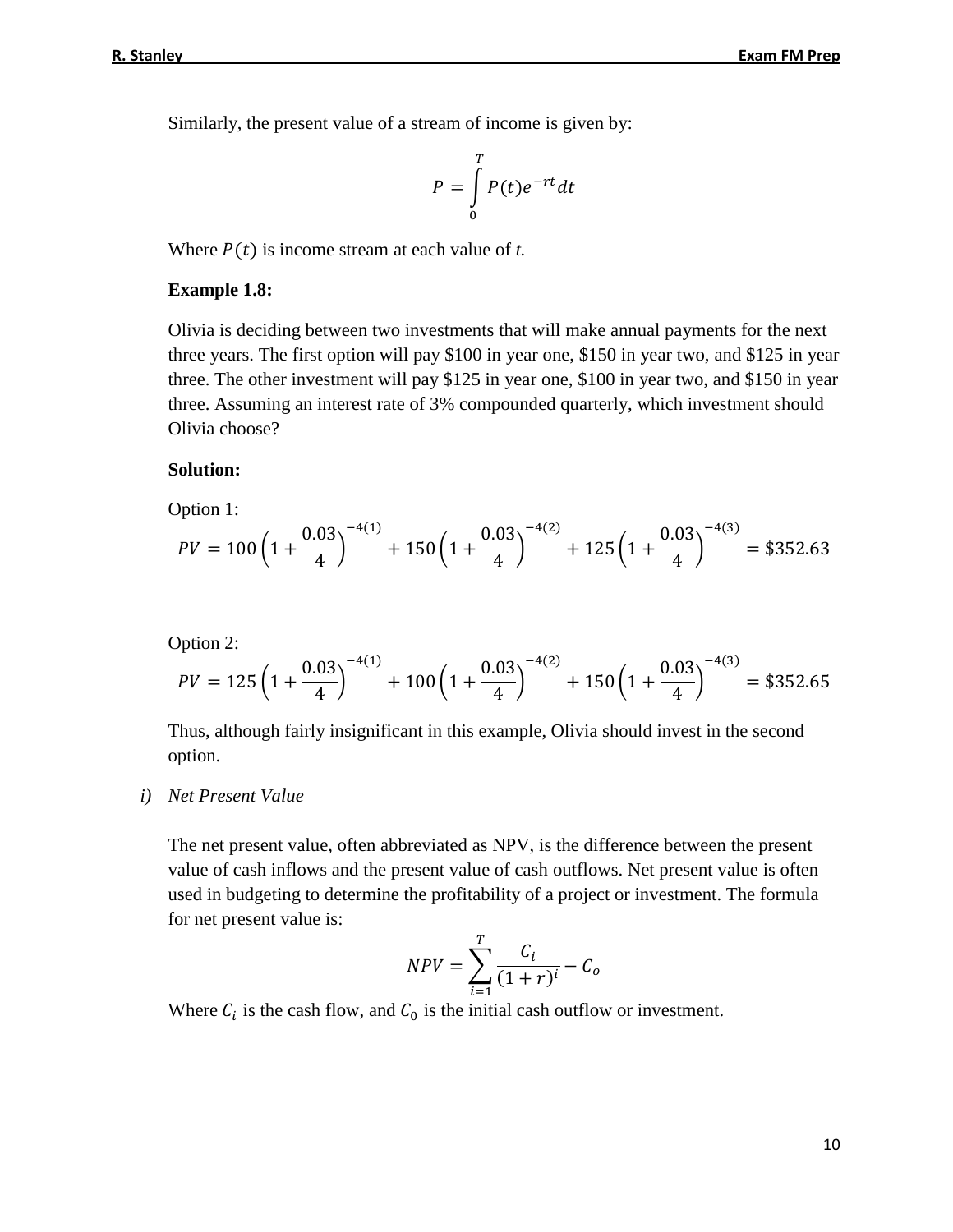Similarly, the present value of a stream of income is given by:

$$P = \int_0^T P(t)e^{-rt}dt$$

Where $P(t)$ is income stream at each value of *t.*

**Example 1.8:**

Olivia is deciding between two investments that will make annual payments for the next three years. The first option will pay $100 in year one, $150 in year two, and $125 in year three. The other investment will pay $125 in year one, $100 in year two, and $150 in year three. Assuming an interest rate of 3% compounded quarterly, which investment should Olivia choose?

**Solution:**

Option 1:

$$PV = 100\left(1 + \frac{0.03}{4}\right)^{-4(1)} + 150\left(1 + \frac{0.03}{4}\right)^{-4(2)} + 125\left(1 + \frac{0.03}{4}\right)^{-4(3)} = \$352.63$$

Option 2:

$$PV = 125\left(1 + \frac{0.03}{4}\right)^{-4(1)} + 100\left(1 + \frac{0.03}{4}\right)^{-4(2)} + 150\left(1 + \frac{0.03}{4}\right)^{-4(3)} = \$352.65$$

Thus, although fairly insignificant in this example, Olivia should invest in the second option.

*i) Net Present Value*

The net present value, often abbreviated as NPV, is the difference between the present value of cash inflows and the present value of cash outflows. Net present value is often used in budgeting to determine the profitability of a project or investment. The formula for net present value is:

$$NPV = \sum_{i=1}^{T} \frac{C_i}{(1+r)^i} - C_o$$

Where $C_i$ is the cash flow, and $C_0$ is the initial cash outflow or investment.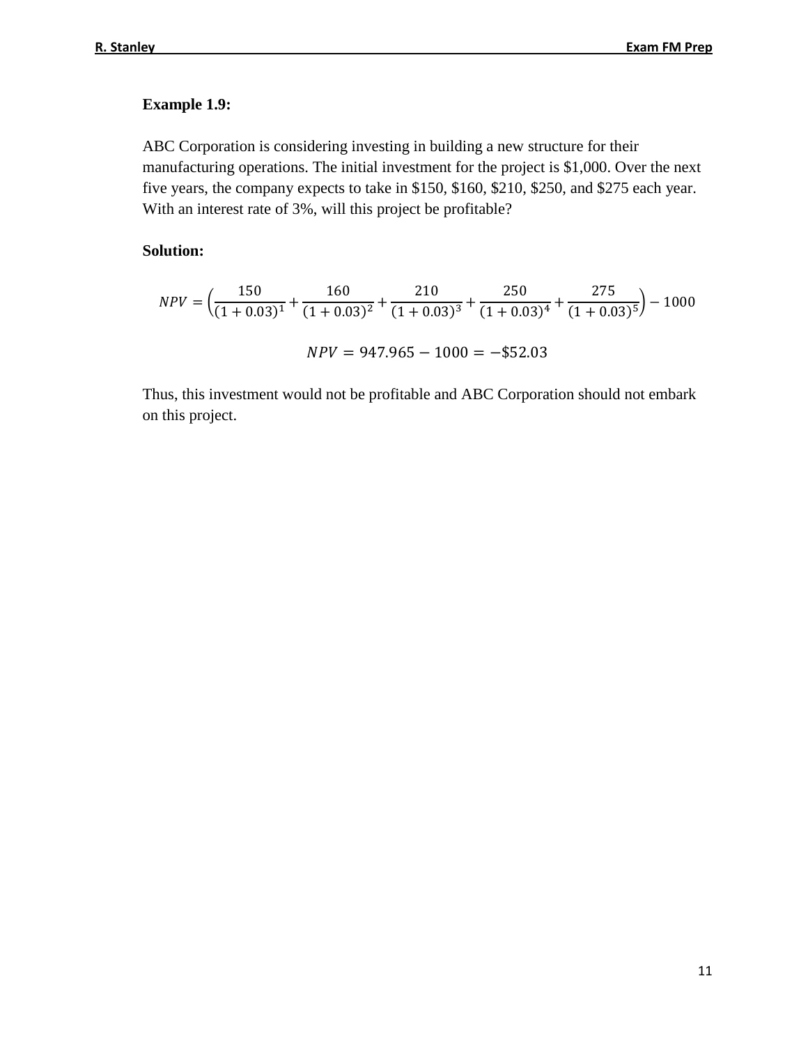**Example 1.9:**

ABC Corporation is considering investing in building a new structure for their manufacturing operations. The initial investment for the project is $1,000. Over the next five years, the company expects to take in $150, $160, $210, $250, and $275 each year. With an interest rate of 3%, will this project be profitable?

**Solution:**

$$NPV = \left(\frac{150}{(1+0.03)^1} + \frac{160}{(1+0.03)^2} + \frac{210}{(1+0.03)^3} + \frac{250}{(1+0.03)^4} + \frac{275}{(1+0.03)^5}\right) - 1000$$

$$NPV = 947.965 - 1000 = -\$52.03$$

Thus, this investment would not be profitable and ABC Corporation should not embark on this project.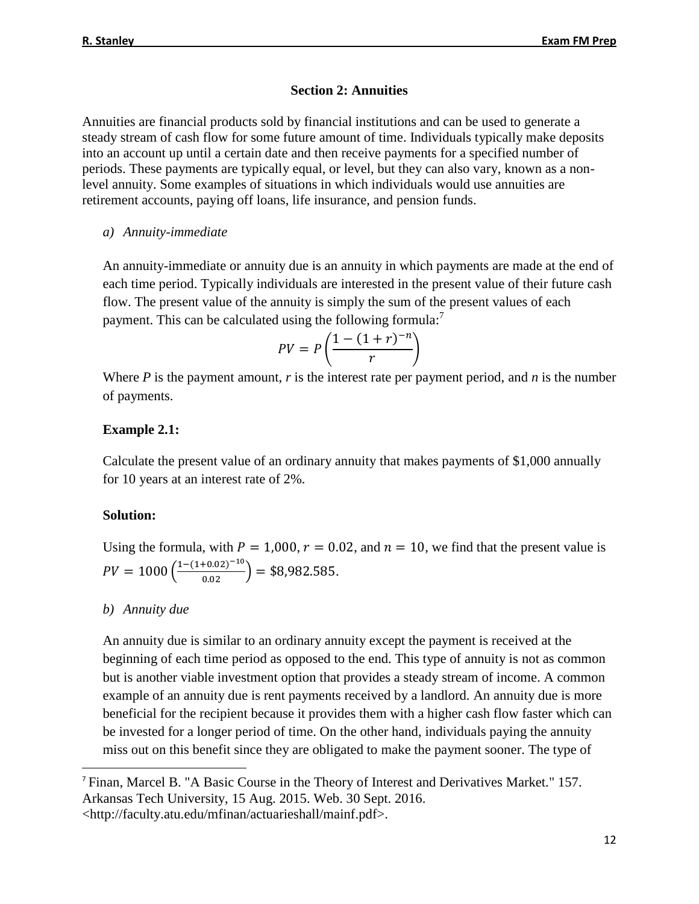### Section 2: Annuities

Annuities are financial products sold by financial institutions and can be used to generate a steady stream of cash flow for some future amount of time. Individuals typically make deposits into an account up until a certain date and then receive payments for a specified number of periods. These payments are typically equal, or level, but they can also vary, known as a non-level annuity. Some examples of situations in which individuals would use annuities are retirement accounts, paying off loans, life insurance, and pension funds.

*a) Annuity-immediate*

An annuity-immediate or annuity due is an annuity in which payments are made at the end of each time period. Typically individuals are interested in the present value of their future cash flow. The present value of the annuity is simply the sum of the present values of each payment. This can be calculated using the following formula:[7]

$$PV = P\left(\frac{1-(1+r)^{-n}}{r}\right)$$

Where *P* is the payment amount, *r* is the interest rate per payment period, and *n* is the number of payments.

**Example 2.1:**

Calculate the present value of an ordinary annuity that makes payments of $1,000 annually for 10 years at an interest rate of 2%.

**Solution:**

Using the formula, with $P = 1{,}000$, $r = 0.02$, and $n = 10$, we find that the present value is $PV = 1000\left(\frac{1-(1+0.02)^{-10}}{0.02}\right) = \$8{,}982.585$.

*b) Annuity due*

An annuity due is similar to an ordinary annuity except the payment is received at the beginning of each time period as opposed to the end. This type of annuity is not as common but is another viable investment option that provides a steady stream of income. A common example of an annuity due is rent payments received by a landlord. An annuity due is more beneficial for the recipient because it provides them with a higher cash flow faster which can be invested for a longer period of time. On the other hand, individuals paying the annuity miss out on this benefit since they are obligated to make the payment sooner. The type of

[7] Finan, Marcel B. "A Basic Course in the Theory of Interest and Derivatives Market." 157. Arkansas Tech University, 15 Aug. 2015. Web. 30 Sept. 2016. <http://faculty.atu.edu/mfinan/actuarieshall/mainf.pdf>.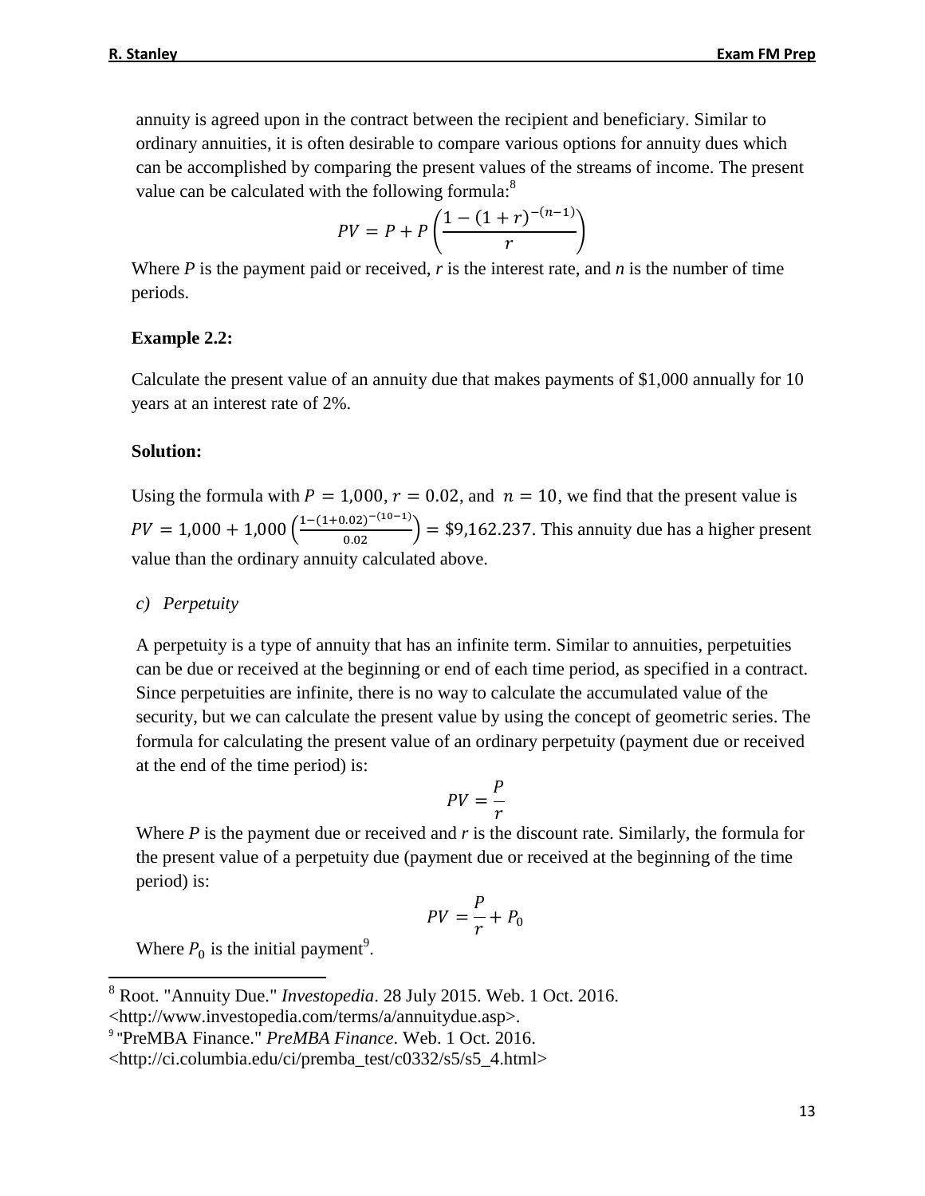annuity is agreed upon in the contract between the recipient and beneficiary. Similar to ordinary annuities, it is often desirable to compare various options for annuity dues which can be accomplished by comparing the present values of the streams of income. The present value can be calculated with the following formula:[8]

$$PV = P + P\left(\frac{1-(1+r)^{-(n-1)}}{r}\right)$$

Where $P$ is the payment paid or received, $r$ is the interest rate, and $n$ is the number of time periods.

**Example 2.2:**

Calculate the present value of an annuity due that makes payments of \$1,000 annually for 10 years at an interest rate of 2%.

**Solution:**

Using the formula with $P = 1{,}000$, $r = 0.02$, and $n = 10$, we find that the present value is $PV = 1{,}000 + 1{,}000\left(\frac{1-(1+0.02)^{-(10-1)}}{0.02}\right) = \$9{,}162.237$. This annuity due has a higher present value than the ordinary annuity calculated above.

c) *Perpetuity*

A perpetuity is a type of annuity that has an infinite term. Similar to annuities, perpetuities can be due or received at the beginning or end of each time period, as specified in a contract. Since perpetuities are infinite, there is no way to calculate the accumulated value of the security, but we can calculate the present value by using the concept of geometric series. The formula for calculating the present value of an ordinary perpetuity (payment due or received at the end of the time period) is:

$$PV = \frac{P}{r}$$

Where $P$ is the payment due or received and $r$ is the discount rate. Similarly, the formula for the present value of a perpetuity due (payment due or received at the beginning of the time period) is:

$$PV = \frac{P}{r} + P_0$$

Where $P_0$ is the initial payment[9].

---

[8] Root. "Annuity Due." *Investopedia*. 28 July 2015. Web. 1 Oct. 2016. <http://www.investopedia.com/terms/a/annuitydue.asp>.

[9] "PreMBA Finance." *PreMBA Finance*. Web. 1 Oct. 2016. <http://ci.columbia.edu/ci/premba_test/c0332/s5/s5_4.html>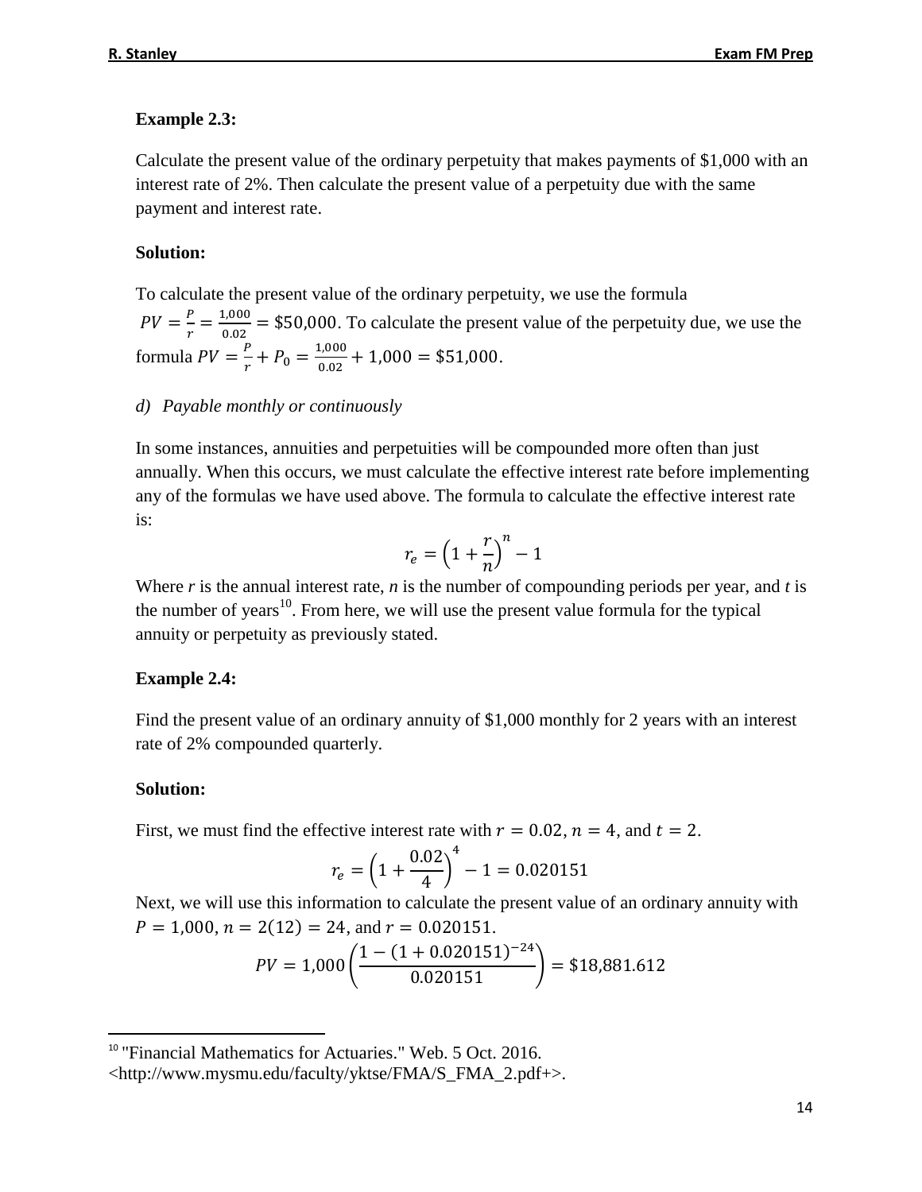**Example 2.3:**

Calculate the present value of the ordinary perpetuity that makes payments of $1,000 with an interest rate of 2%. Then calculate the present value of a perpetuity due with the same payment and interest rate.

**Solution:**

To calculate the present value of the ordinary perpetuity, we use the formula $PV = \frac{P}{r} = \frac{1{,}000}{0.02} = \$50{,}000$. To calculate the present value of the perpetuity due, we use the formula $PV = \frac{P}{r} + P_0 = \frac{1{,}000}{0.02} + 1{,}000 = \$51{,}000$.

*d) Payable monthly or continuously*

In some instances, annuities and perpetuities will be compounded more often than just annually. When this occurs, we must calculate the effective interest rate before implementing any of the formulas we have used above. The formula to calculate the effective interest rate is:

$$r_e = \left(1 + \frac{r}{n}\right)^n - 1$$

Where *r* is the annual interest rate, *n* is the number of compounding periods per year, and *t* is the number of years[10]. From here, we will use the present value formula for the typical annuity or perpetuity as previously stated.

**Example 2.4:**

Find the present value of an ordinary annuity of $1,000 monthly for 2 years with an interest rate of 2% compounded quarterly.

**Solution:**

First, we must find the effective interest rate with $r = 0.02$, $n = 4$, and $t = 2$.

$$r_e = \left(1 + \frac{0.02}{4}\right)^4 - 1 = 0.020151$$

Next, we will use this information to calculate the present value of an ordinary annuity with $P = 1{,}000$, $n = 2(12) = 24$, and $r = 0.020151$.

$$PV = 1{,}000\left(\frac{1 - (1 + 0.020151)^{-24}}{0.020151}\right) = \$18{,}881.612$$

[10] "Financial Mathematics for Actuaries." Web. 5 Oct. 2016. <http://www.mysmu.edu/faculty/yktse/FMA/S_FMA_2.pdf+>.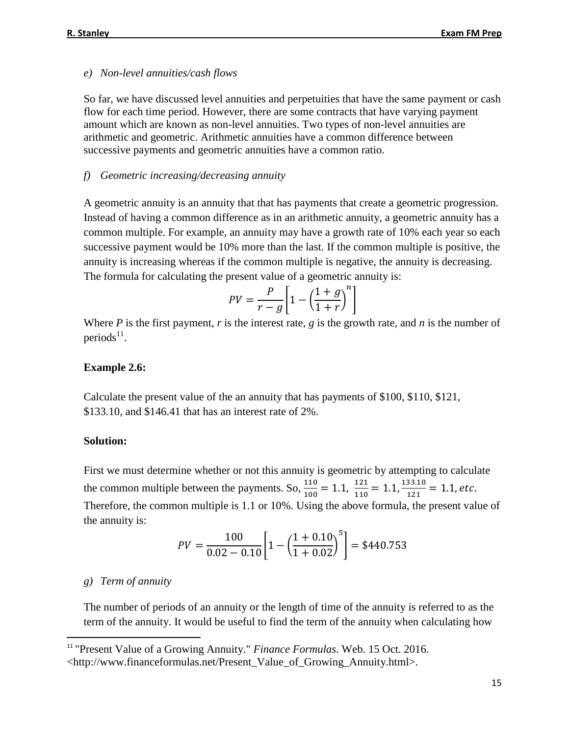*e) Non-level annuities/cash flows*

So far, we have discussed level annuities and perpetuities that have the same payment or cash flow for each time period. However, there are some contracts that have varying payment amount which are known as non-level annuities. Two types of non-level annuities are arithmetic and geometric. Arithmetic annuities have a common difference between successive payments and geometric annuities have a common ratio.

*f) Geometric increasing/decreasing annuity*

A geometric annuity is an annuity that that has payments that create a geometric progression. Instead of having a common difference as in an arithmetic annuity, a geometric annuity has a common multiple. For example, an annuity may have a growth rate of 10% each year so each successive payment would be 10% more than the last. If the common multiple is positive, the annuity is increasing whereas if the common multiple is negative, the annuity is decreasing. The formula for calculating the present value of a geometric annuity is:

$$PV = \frac{P}{r-g}\left[1 - \left(\frac{1+g}{1+r}\right)^n\right]$$

Where *P* is the first payment, *r* is the interest rate, *g* is the growth rate, and *n* is the number of periods[11].

**Example 2.6:**

Calculate the present value of the an annuity that has payments of \$100, \$110, \$121, \$133.10, and \$146.41 that has an interest rate of 2%.

**Solution:**

First we must determine whether or not this annuity is geometric by attempting to calculate the common multiple between the payments. So, $\frac{110}{100} = 1.1,\ \frac{121}{110} = 1.1, \frac{133.10}{121} = 1.1, etc.$ Therefore, the common multiple is 1.1 or 10%. Using the above formula, the present value of the annuity is:

$$PV = \frac{100}{0.02 - 0.10}\left[1 - \left(\frac{1+0.10}{1+0.02}\right)^5\right] = \$440.753$$

*g) Term of annuity*

The number of periods of an annuity or the length of time of the annuity is referred to as the term of the annuity. It would be useful to find the term of the annuity when calculating how

---

[11] "Present Value of a Growing Annuity." *Finance Formulas*. Web. 15 Oct. 2016. <http://www.financeformulas.net/Present_Value_of_Growing_Annuity.html>.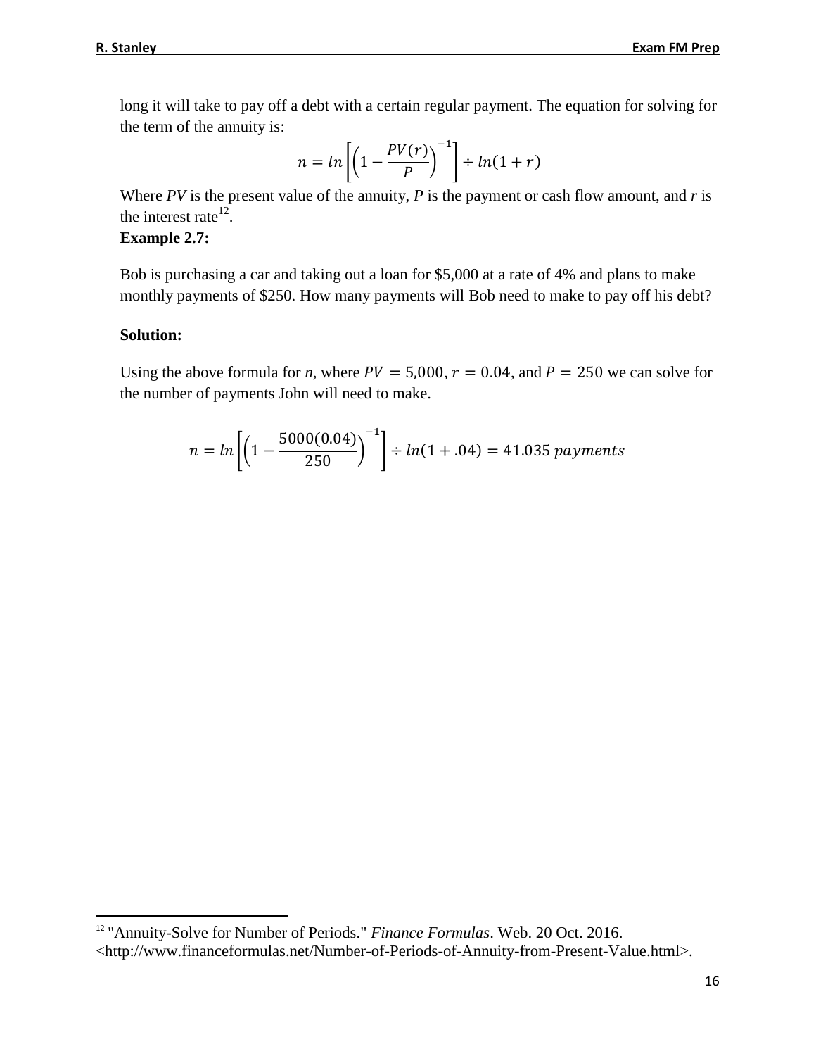long it will take to pay off a debt with a certain regular payment. The equation for solving for the term of the annuity is:

$$n = ln\left[\left(1 - \frac{PV(r)}{P}\right)^{-1}\right] \div ln(1+r)$$

Where *PV* is the present value of the annuity, *P* is the payment or cash flow amount, and *r* is the interest rate[12].

**Example 2.7:**

Bob is purchasing a car and taking out a loan for $5,000 at a rate of 4% and plans to make monthly payments of $250. How many payments will Bob need to make to pay off his debt?

**Solution:**

Using the above formula for *n*, where $PV = 5{,}000$, $r = 0.04$, and $P = 250$ we can solve for the number of payments John will need to make.

$$n = ln\left[\left(1 - \frac{5000(0.04)}{250}\right)^{-1}\right] \div ln(1 + .04) = 41.035 \; payments$$

[12] "Annuity-Solve for Number of Periods." *Finance Formulas*. Web. 20 Oct. 2016. <http://www.financeformulas.net/Number-of-Periods-of-Annuity-from-Present-Value.html>.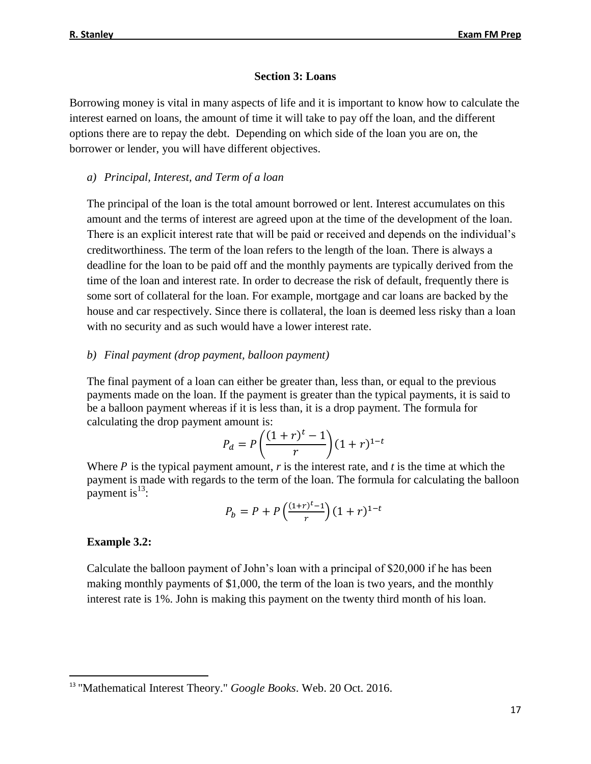### Section 3: Loans

Borrowing money is vital in many aspects of life and it is important to know how to calculate the interest earned on loans, the amount of time it will take to pay off the loan, and the different options there are to repay the debt. Depending on which side of the loan you are on, the borrower or lender, you will have different objectives.

*a) Principal, Interest, and Term of a loan*

The principal of the loan is the total amount borrowed or lent. Interest accumulates on this amount and the terms of interest are agreed upon at the time of the development of the loan. There is an explicit interest rate that will be paid or received and depends on the individual's creditworthiness. The term of the loan refers to the length of the loan. There is always a deadline for the loan to be paid off and the monthly payments are typically derived from the time of the loan and interest rate. In order to decrease the risk of default, frequently there is some sort of collateral for the loan. For example, mortgage and car loans are backed by the house and car respectively. Since there is collateral, the loan is deemed less risky than a loan with no security and as such would have a lower interest rate.

*b) Final payment (drop payment, balloon payment)*

The final payment of a loan can either be greater than, less than, or equal to the previous payments made on the loan. If the payment is greater than the typical payments, it is said to be a balloon payment whereas if it is less than, it is a drop payment. The formula for calculating the drop payment amount is:

$$P_d = P\left(\frac{(1+r)^t - 1}{r}\right)(1+r)^{1-t}$$

Where $P$ is the typical payment amount, $r$ is the interest rate, and $t$ is the time at which the payment is made with regards to the term of the loan. The formula for calculating the balloon payment is[13]:

$$P_b = P + P\left(\frac{(1+r)^t - 1}{r}\right)(1+r)^{1-t}$$

**Example 3.2:**

Calculate the balloon payment of John's loan with a principal of $20,000 if he has been making monthly payments of $1,000, the term of the loan is two years, and the monthly interest rate is 1%. John is making this payment on the twenty third month of his loan.

---

[13] "Mathematical Interest Theory." *Google Books*. Web. 20 Oct. 2016.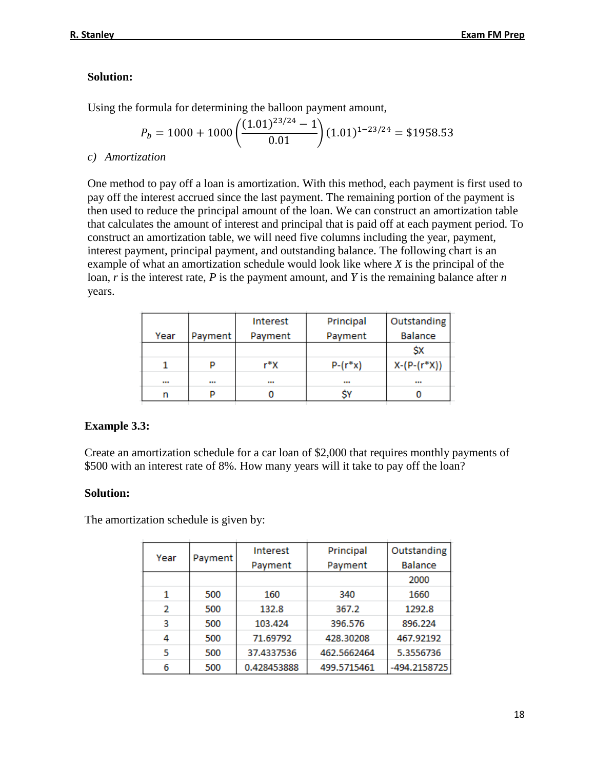**Solution:**

Using the formula for determining the balloon payment amount,

$$P_b = 1000 + 1000\left(\frac{(1.01)^{23/24} - 1}{0.01}\right)(1.01)^{1-23/24} = \$1958.53$$

*c) Amortization*

One method to pay off a loan is amortization. With this method, each payment is first used to pay off the interest accrued since the last payment. The remaining portion of the payment is then used to reduce the principal amount of the loan. We can construct an amortization table that calculates the amount of interest and principal that is paid off at each payment period. To construct an amortization table, we will need five columns including the year, payment, interest payment, principal payment, and outstanding balance. The following chart is an example of what an amortization schedule would look like where *X* is the principal of the loan, *r* is the interest rate, *P* is the payment amount, and *Y* is the remaining balance after *n* years.

| Year | Payment | Interest Payment | Principal Payment | Outstanding Balance |
|---|---|---|---|---|
| | | | | $X |
| 1 | P | r*X | P-(r*x) | X-(P-(r*X)) |
| ... | ... | ... | ... | ... |
| n | P | 0 | $Y | 0 |

**Example 3.3:**

Create an amortization schedule for a car loan of $2,000 that requires monthly payments of $500 with an interest rate of 8%. How many years will it take to pay off the loan?

**Solution:**

The amortization schedule is given by:

| Year | Payment | Interest Payment | Principal Payment | Outstanding Balance |
|---|---|---|---|---|
| | | | | 2000 |
| 1 | 500 | 160 | 340 | 1660 |
| 2 | 500 | 132.8 | 367.2 | 1292.8 |
| 3 | 500 | 103.424 | 396.576 | 896.224 |
| 4 | 500 | 71.69792 | 428.30208 | 467.92192 |
| 5 | 500 | 37.4337536 | 462.5662464 | 5.3556736 |
| 6 | 500 | 0.428453888 | 499.5715461 | -494.2158725 |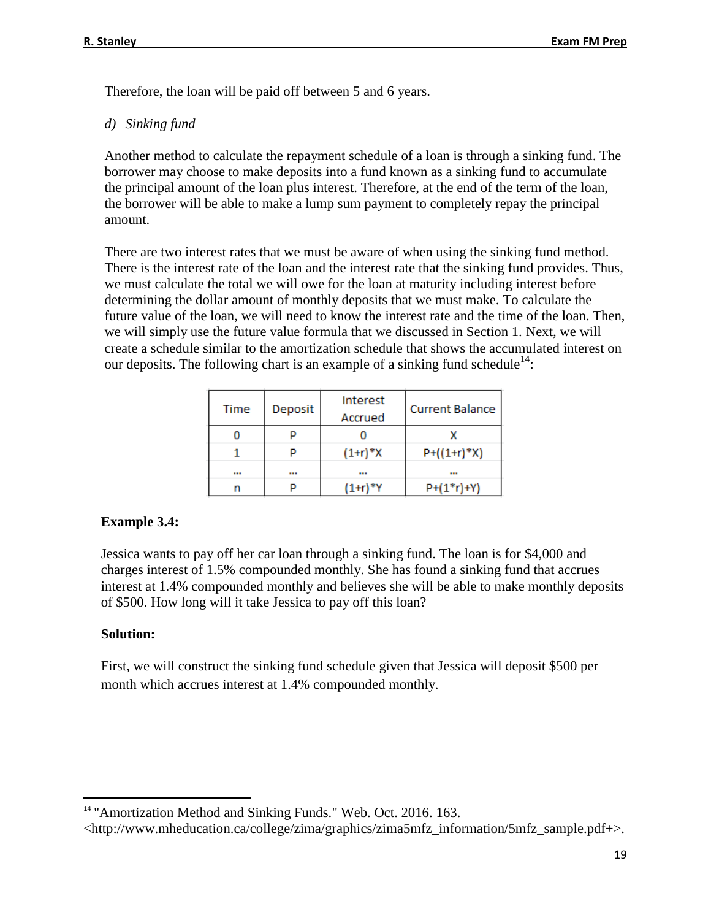Therefore, the loan will be paid off between 5 and 6 years.

*d) Sinking fund*

Another method to calculate the repayment schedule of a loan is through a sinking fund. The borrower may choose to make deposits into a fund known as a sinking fund to accumulate the principal amount of the loan plus interest. Therefore, at the end of the term of the loan, the borrower will be able to make a lump sum payment to completely repay the principal amount.

There are two interest rates that we must be aware of when using the sinking fund method. There is the interest rate of the loan and the interest rate that the sinking fund provides. Thus, we must calculate the total we will owe for the loan at maturity including interest before determining the dollar amount of monthly deposits that we must make. To calculate the future value of the loan, we will need to know the interest rate and the time of the loan. Then, we will simply use the future value formula that we discussed in Section 1. Next, we will create a schedule similar to the amortization schedule that shows the accumulated interest on our deposits. The following chart is an example of a sinking fund schedule[14]:

| Time | Deposit | Interest Accrued | Current Balance |
|---|---|---|---|
| 0 | P | 0 | X |
| 1 | P | (1+r)*X | P+((1+r)*X) |
| ... | ... | ... | ... |
| n | P | (1+r)*Y | P+(1*r)+Y) |

**Example 3.4:**

Jessica wants to pay off her car loan through a sinking fund. The loan is for $4,000 and charges interest of 1.5% compounded monthly. She has found a sinking fund that accrues interest at 1.4% compounded monthly and believes she will be able to make monthly deposits of $500. How long will it take Jessica to pay off this loan?

**Solution:**

First, we will construct the sinking fund schedule given that Jessica will deposit $500 per month which accrues interest at 1.4% compounded monthly.

---

[14] "Amortization Method and Sinking Funds." Web. Oct. 2016. 163. <http://www.mheducation.ca/college/zima/graphics/zima5mfz_information/5mfz_sample.pdf+>.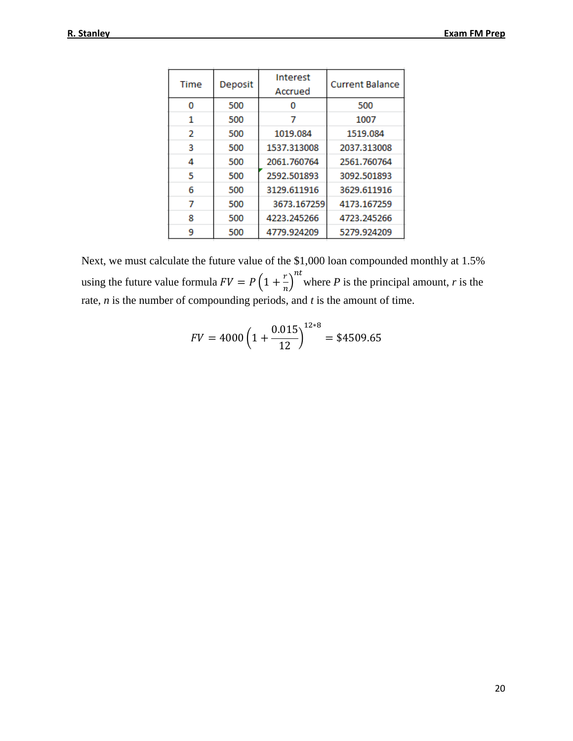| Time | Deposit | Interest Accrued | Current Balance |
|---|---|---|---|
| 0 | 500 | 0 | 500 |
| 1 | 500 | 7 | 1007 |
| 2 | 500 | 1019.084 | 1519.084 |
| 3 | 500 | 1537.313008 | 2037.313008 |
| 4 | 500 | 2061.760764 | 2561.760764 |
| 5 | 500 | 2592.501893 | 3092.501893 |
| 6 | 500 | 3129.611916 | 3629.611916 |
| 7 | 500 | 3673.167259 | 4173.167259 |
| 8 | 500 | 4223.245266 | 4723.245266 |
| 9 | 500 | 4779.924209 | 5279.924209 |

Next, we must calculate the future value of the $1,000 loan compounded monthly at 1.5% using the future value formula $FV = P\left(1 + \frac{r}{n}\right)^{nt}$ where $P$ is the principal amount, $r$ is the rate, $n$ is the number of compounding periods, and $t$ is the amount of time.

$$FV = 4000\left(1 + \frac{0.015}{12}\right)^{12*8} = \$4509.65$$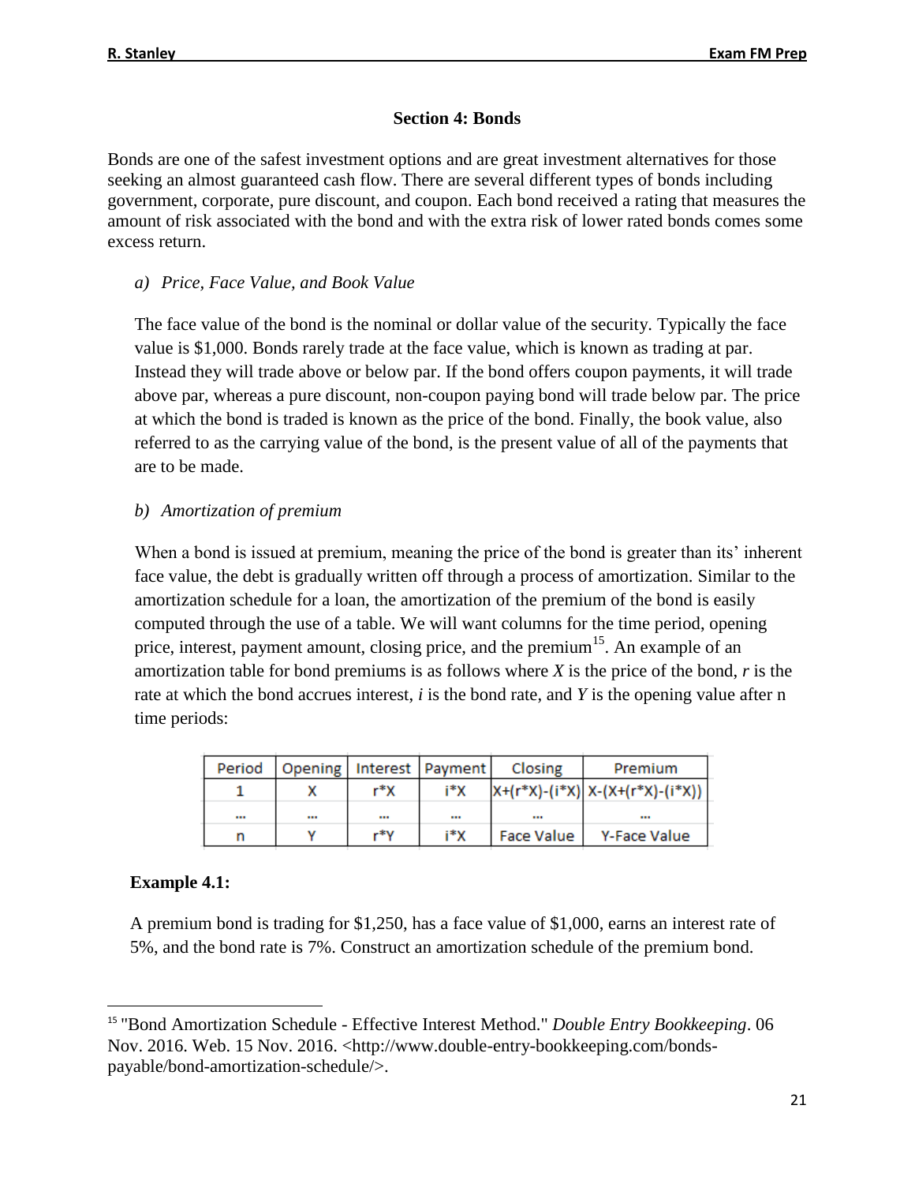## Section 4: Bonds

Bonds are one of the safest investment options and are great investment alternatives for those seeking an almost guaranteed cash flow. There are several different types of bonds including government, corporate, pure discount, and coupon. Each bond received a rating that measures the amount of risk associated with the bond and with the extra risk of lower rated bonds comes some excess return.

### a) *Price, Face Value, and Book Value*

The face value of the bond is the nominal or dollar value of the security. Typically the face value is $1,000. Bonds rarely trade at the face value, which is known as trading at par. Instead they will trade above or below par. If the bond offers coupon payments, it will trade above par, whereas a pure discount, non-coupon paying bond will trade below par. The price at which the bond is traded is known as the price of the bond. Finally, the book value, also referred to as the carrying value of the bond, is the present value of all of the payments that are to be made.

### b) *Amortization of premium*

When a bond is issued at premium, meaning the price of the bond is greater than its' inherent face value, the debt is gradually written off through a process of amortization. Similar to the amortization schedule for a loan, the amortization of the premium of the bond is easily computed through the use of a table. We will want columns for the time period, opening price, interest, payment amount, closing price, and the premium[15]. An example of an amortization table for bond premiums is as follows where *X* is the price of the bond, *r* is the rate at which the bond accrues interest, *i* is the bond rate, and *Y* is the opening value after n time periods:

| Period | Opening | Interest | Payment | Closing | Premium |
|---|---|---|---|---|---|
| 1 | X | r*X | i*X | X+(r*X)-(i*X) | X-(X+(r*X)-(i*X)) |
| ... | ... | ... | ... | ... | ... |
| n | Y | r*Y | i*X | Face Value | Y-Face Value |

**Example 4.1:**

A premium bond is trading for $1,250, has a face value of $1,000, earns an interest rate of 5%, and the bond rate is 7%. Construct an amortization schedule of the premium bond.

---

[15] "Bond Amortization Schedule - Effective Interest Method." *Double Entry Bookkeeping*. 06 Nov. 2016. Web. 15 Nov. 2016. <http://www.double-entry-bookkeeping.com/bonds-payable/bond-amortization-schedule/>.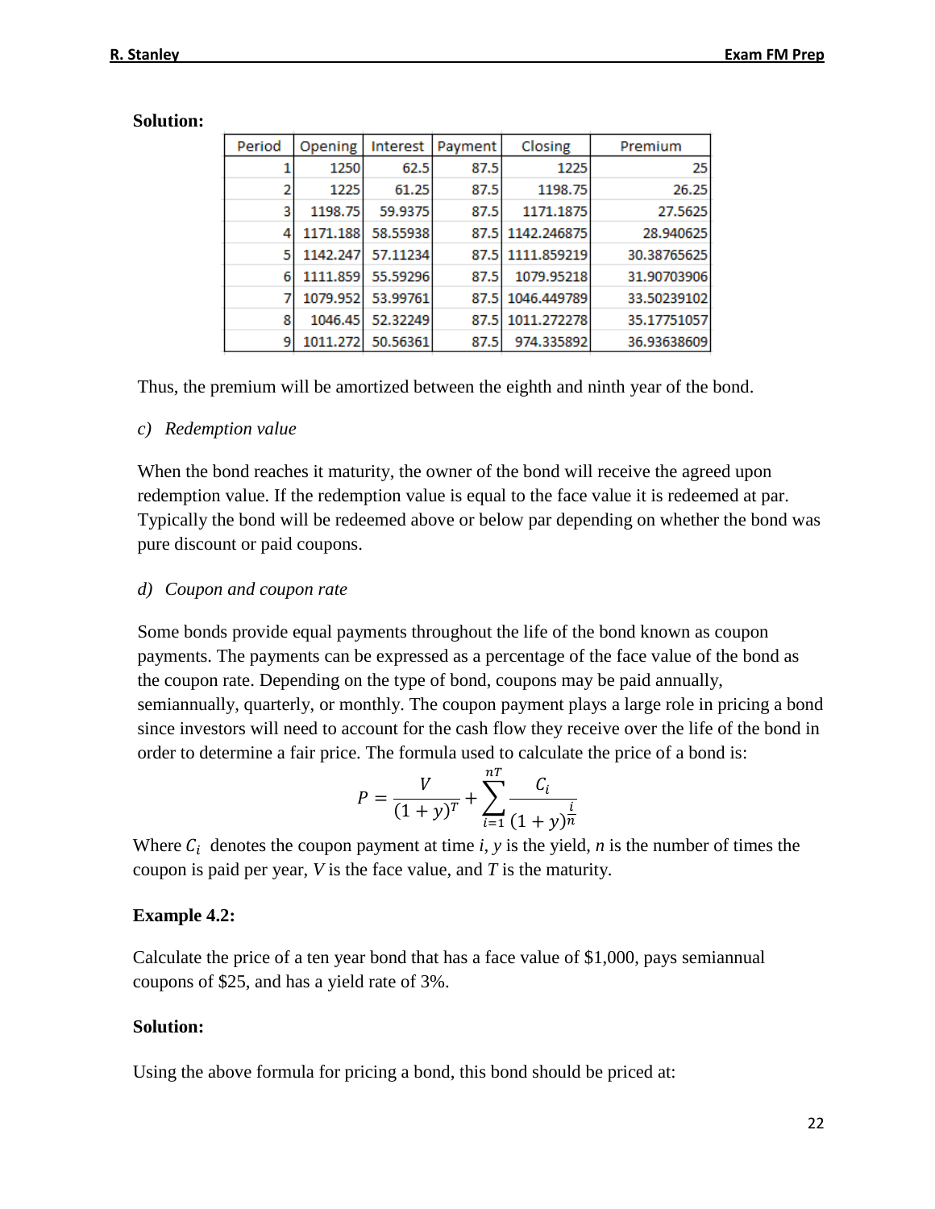**Solution:**

| Period | Opening | Interest | Payment | Closing | Premium |
|---|---|---|---|---|---|
| 1 | 1250 | 62.5 | 87.5 | 1225 | 25 |
| 2 | 1225 | 61.25 | 87.5 | 1198.75 | 26.25 |
| 3 | 1198.75 | 59.9375 | 87.5 | 1171.1875 | 27.5625 |
| 4 | 1171.188 | 58.55938 | 87.5 | 1142.246875 | 28.940625 |
| 5 | 1142.247 | 57.11234 | 87.5 | 1111.859219 | 30.38765625 |
| 6 | 1111.859 | 55.59296 | 87.5 | 1079.95218 | 31.90703906 |
| 7 | 1079.952 | 53.99761 | 87.5 | 1046.449789 | 33.50239102 |
| 8 | 1046.45 | 52.32249 | 87.5 | 1011.272278 | 35.17751057 |
| 9 | 1011.272 | 50.56361 | 87.5 | 974.335892 | 36.93638609 |

Thus, the premium will be amortized between the eighth and ninth year of the bond.

*c) Redemption value*

When the bond reaches it maturity, the owner of the bond will receive the agreed upon redemption value. If the redemption value is equal to the face value it is redeemed at par. Typically the bond will be redeemed above or below par depending on whether the bond was pure discount or paid coupons.

*d) Coupon and coupon rate*

Some bonds provide equal payments throughout the life of the bond known as coupon payments. The payments can be expressed as a percentage of the face value of the bond as the coupon rate. Depending on the type of bond, coupons may be paid annually, semiannually, quarterly, or monthly. The coupon payment plays a large role in pricing a bond since investors will need to account for the cash flow they receive over the life of the bond in order to determine a fair price. The formula used to calculate the price of a bond is:

$$P = \frac{V}{(1+y)^T} + \sum_{i=1}^{nT} \frac{C_i}{(1+y)^{\frac{i}{n}}}$$

Where $C_i$ denotes the coupon payment at time *i*, *y* is the yield, *n* is the number of times the coupon is paid per year, *V* is the face value, and *T* is the maturity.

**Example 4.2:**

Calculate the price of a ten year bond that has a face value of $1,000, pays semiannual coupons of $25, and has a yield rate of 3%.

**Solution:**

Using the above formula for pricing a bond, this bond should be priced at: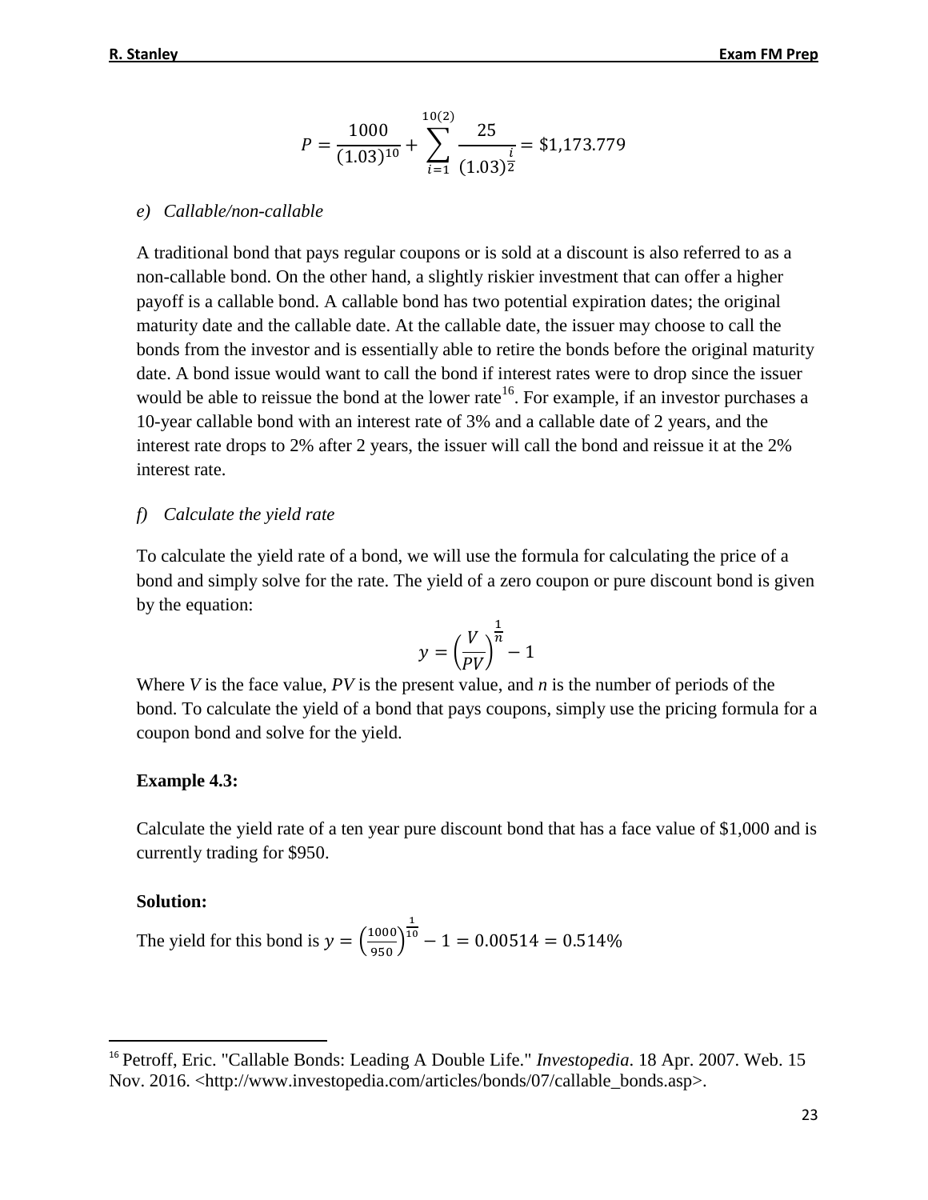$$P = \frac{1000}{(1.03)^{10}} + \sum_{i=1}^{10(2)} \frac{25}{(1.03)^{\frac{i}{2}}} = \$1{,}173.779$$

*e) Callable/non-callable*

A traditional bond that pays regular coupons or is sold at a discount is also referred to as a non-callable bond. On the other hand, a slightly riskier investment that can offer a higher payoff is a callable bond. A callable bond has two potential expiration dates; the original maturity date and the callable date. At the callable date, the issuer may choose to call the bonds from the investor and is essentially able to retire the bonds before the original maturity date. A bond issue would want to call the bond if interest rates were to drop since the issuer would be able to reissue the bond at the lower rate[16]. For example, if an investor purchases a 10-year callable bond with an interest rate of 3% and a callable date of 2 years, and the interest rate drops to 2% after 2 years, the issuer will call the bond and reissue it at the 2% interest rate.

*f) Calculate the yield rate*

To calculate the yield rate of a bond, we will use the formula for calculating the price of a bond and simply solve for the rate. The yield of a zero coupon or pure discount bond is given by the equation:

$$y = \left(\frac{V}{PV}\right)^{\frac{1}{n}} - 1$$

Where *V* is the face value, *PV* is the present value, and *n* is the number of periods of the bond. To calculate the yield of a bond that pays coupons, simply use the pricing formula for a coupon bond and solve for the yield.

**Example 4.3:**

Calculate the yield rate of a ten year pure discount bond that has a face value of \$1,000 and is currently trading for \$950.

**Solution:**

The yield for this bond is $y = \left(\frac{1000}{950}\right)^{\frac{1}{10}} - 1 = 0.00514 = 0.514\%$

---

[16] Petroff, Eric. "Callable Bonds: Leading A Double Life." *Investopedia*. 18 Apr. 2007. Web. 15 Nov. 2016. <http://www.investopedia.com/articles/bonds/07/callable_bonds.asp>.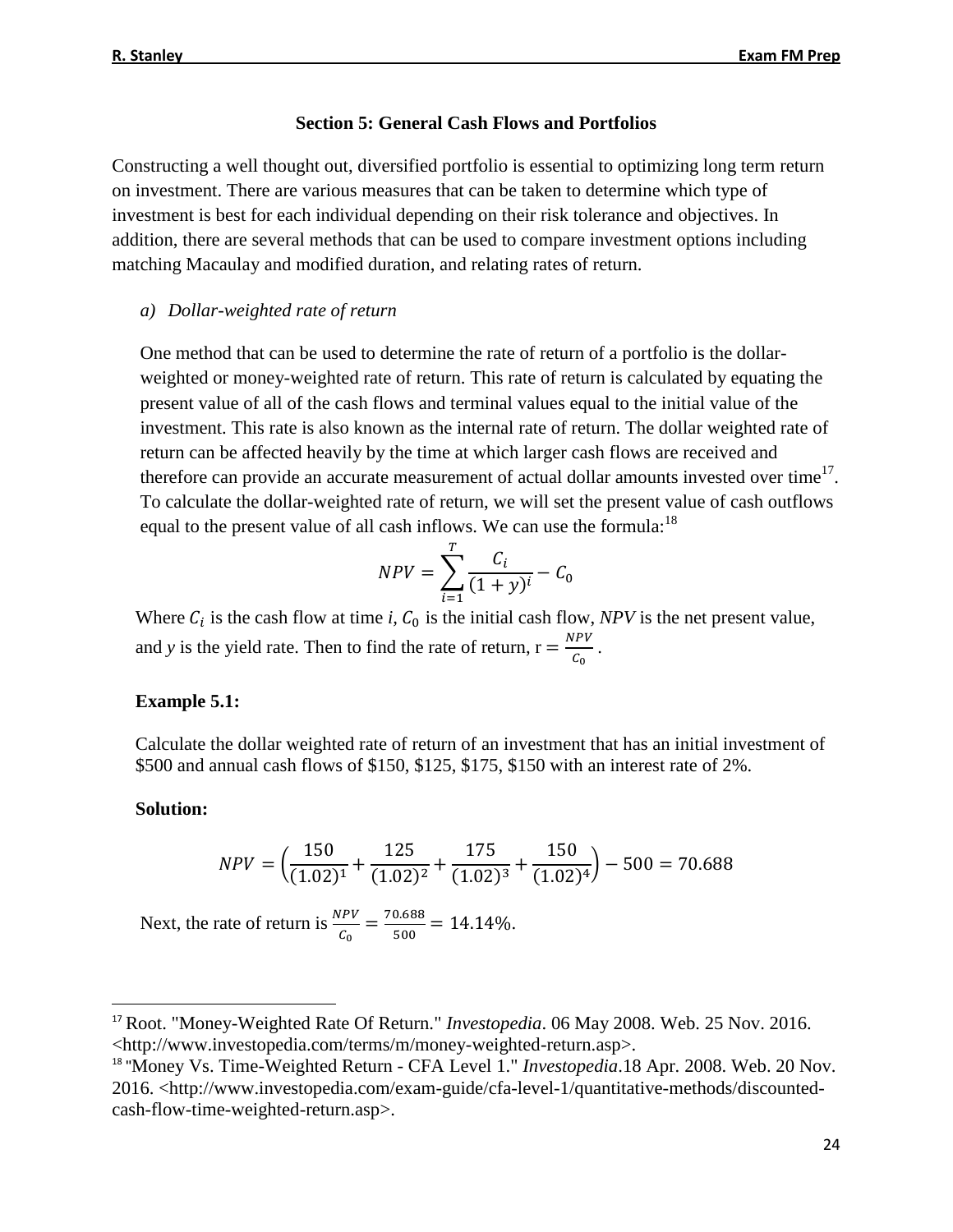## Section 5: General Cash Flows and Portfolios

Constructing a well thought out, diversified portfolio is essential to optimizing long term return on investment. There are various measures that can be taken to determine which type of investment is best for each individual depending on their risk tolerance and objectives. In addition, there are several methods that can be used to compare investment options including matching Macaulay and modified duration, and relating rates of return.

### a) *Dollar-weighted rate of return*

One method that can be used to determine the rate of return of a portfolio is the dollar-weighted or money-weighted rate of return. This rate of return is calculated by equating the present value of all of the cash flows and terminal values equal to the initial value of the investment. This rate is also known as the internal rate of return. The dollar weighted rate of return can be affected heavily by the time at which larger cash flows are received and therefore can provide an accurate measurement of actual dollar amounts invested over time[17]. To calculate the dollar-weighted rate of return, we will set the present value of cash outflows equal to the present value of all cash inflows. We can use the formula:[18]

$$NPV = \sum_{i=1}^{T} \frac{C_i}{(1+y)^i} - C_0$$

Where $C_i$ is the cash flow at time *i*, $C_0$ is the initial cash flow, *NPV* is the net present value, and *y* is the yield rate. Then to find the rate of return, $r = \frac{NPV}{C_0}$.

**Example 5.1:**

Calculate the dollar weighted rate of return of an investment that has an initial investment of $500 and annual cash flows of $150, $125, $175, $150 with an interest rate of 2%.

**Solution:**

$$NPV = \left(\frac{150}{(1.02)^1} + \frac{125}{(1.02)^2} + \frac{175}{(1.02)^3} + \frac{150}{(1.02)^4}\right) - 500 = 70.688$$

Next, the rate of return is $\frac{NPV}{C_0} = \frac{70.688}{500} = 14.14\%$.

---

[17] Root. "Money-Weighted Rate Of Return." *Investopedia*. 06 May 2008. Web. 25 Nov. 2016. <http://www.investopedia.com/terms/m/money-weighted-return.asp>.

[18] "Money Vs. Time-Weighted Return - CFA Level 1." *Investopedia*.18 Apr. 2008. Web. 20 Nov. 2016. <http://www.investopedia.com/exam-guide/cfa-level-1/quantitative-methods/discounted-cash-flow-time-weighted-return.asp>.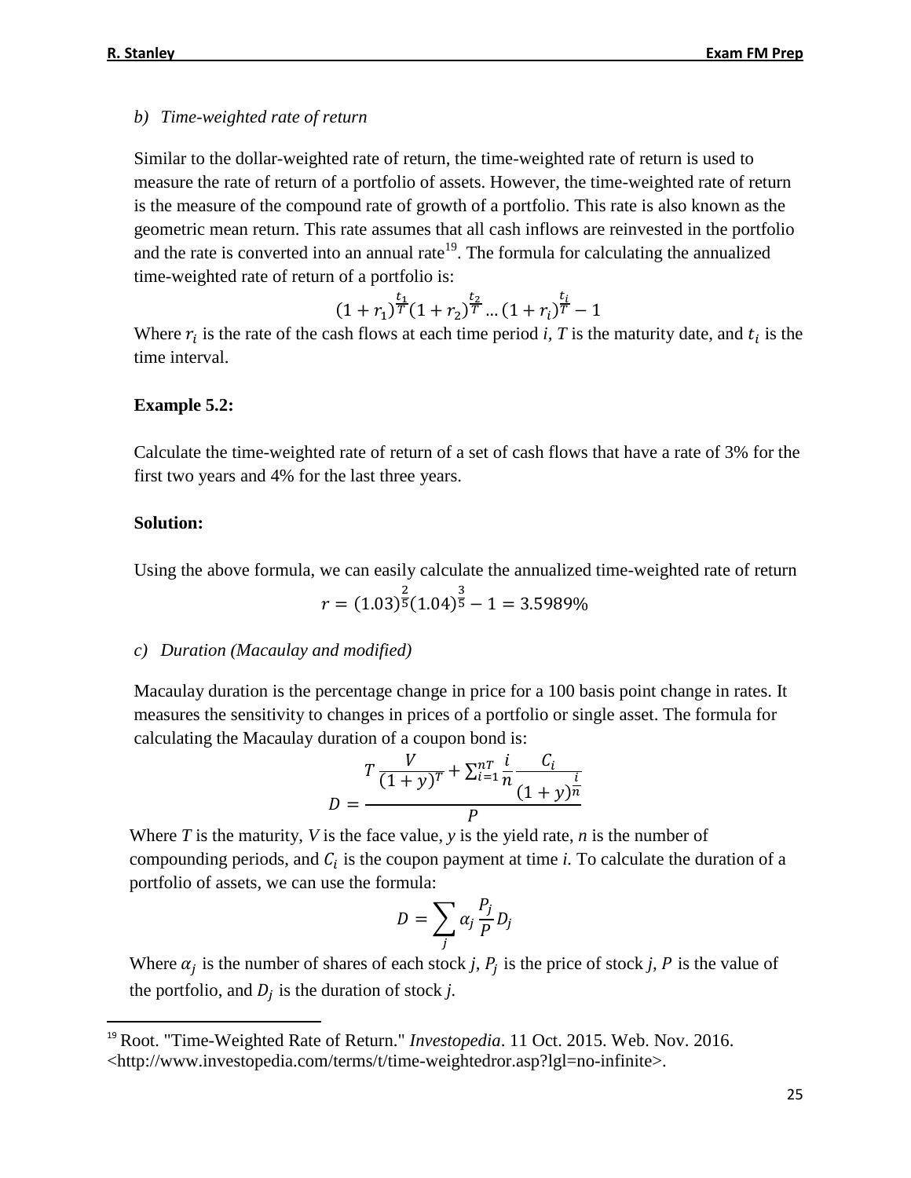*b) Time-weighted rate of return*

Similar to the dollar-weighted rate of return, the time-weighted rate of return is used to measure the rate of return of a portfolio of assets. However, the time-weighted rate of return is the measure of the compound rate of growth of a portfolio. This rate is also known as the geometric mean return. This rate assumes that all cash inflows are reinvested in the portfolio and the rate is converted into an annual rate[19]. The formula for calculating the annualized time-weighted rate of return of a portfolio is:

$$(1+r_1)^{\frac{t_1}{T}}(1+r_2)^{\frac{t_2}{T}}\ldots(1+r_i)^{\frac{t_i}{T}}-1$$

Where $r_i$ is the rate of the cash flows at each time period *i*, *T* is the maturity date, and $t_i$ is the time interval.

**Example 5.2:**

Calculate the time-weighted rate of return of a set of cash flows that have a rate of 3% for the first two years and 4% for the last three years.

**Solution:**

Using the above formula, we can easily calculate the annualized time-weighted rate of return

$$r = (1.03)^{\frac{2}{5}}(1.04)^{\frac{3}{5}} - 1 = 3.5989\%$$

*c) Duration (Macaulay and modified)*

Macaulay duration is the percentage change in price for a 100 basis point change in rates. It measures the sensitivity to changes in prices of a portfolio or single asset. The formula for calculating the Macaulay duration of a coupon bond is:

$$D = \frac{T\frac{V}{(1+y)^T} + \sum_{i=1}^{nT}\frac{i}{n}\frac{C_i}{(1+y)^{\frac{i}{n}}}}{P}$$

Where *T* is the maturity, *V* is the face value, *y* is the yield rate, *n* is the number of compounding periods, and $C_i$ is the coupon payment at time *i*. To calculate the duration of a portfolio of assets, we can use the formula:

$$D = \sum_j \alpha_j \frac{P_j}{P} D_j$$

Where $\alpha_j$ is the number of shares of each stock *j*, $P_j$ is the price of stock *j*, $P$ is the value of the portfolio, and $D_j$ is the duration of stock *j*.

---

[19] Root. "Time-Weighted Rate of Return." *Investopedia*. 11 Oct. 2015. Web. Nov. 2016. <http://www.investopedia.com/terms/t/time-weightedror.asp?lgl=no-infinite>.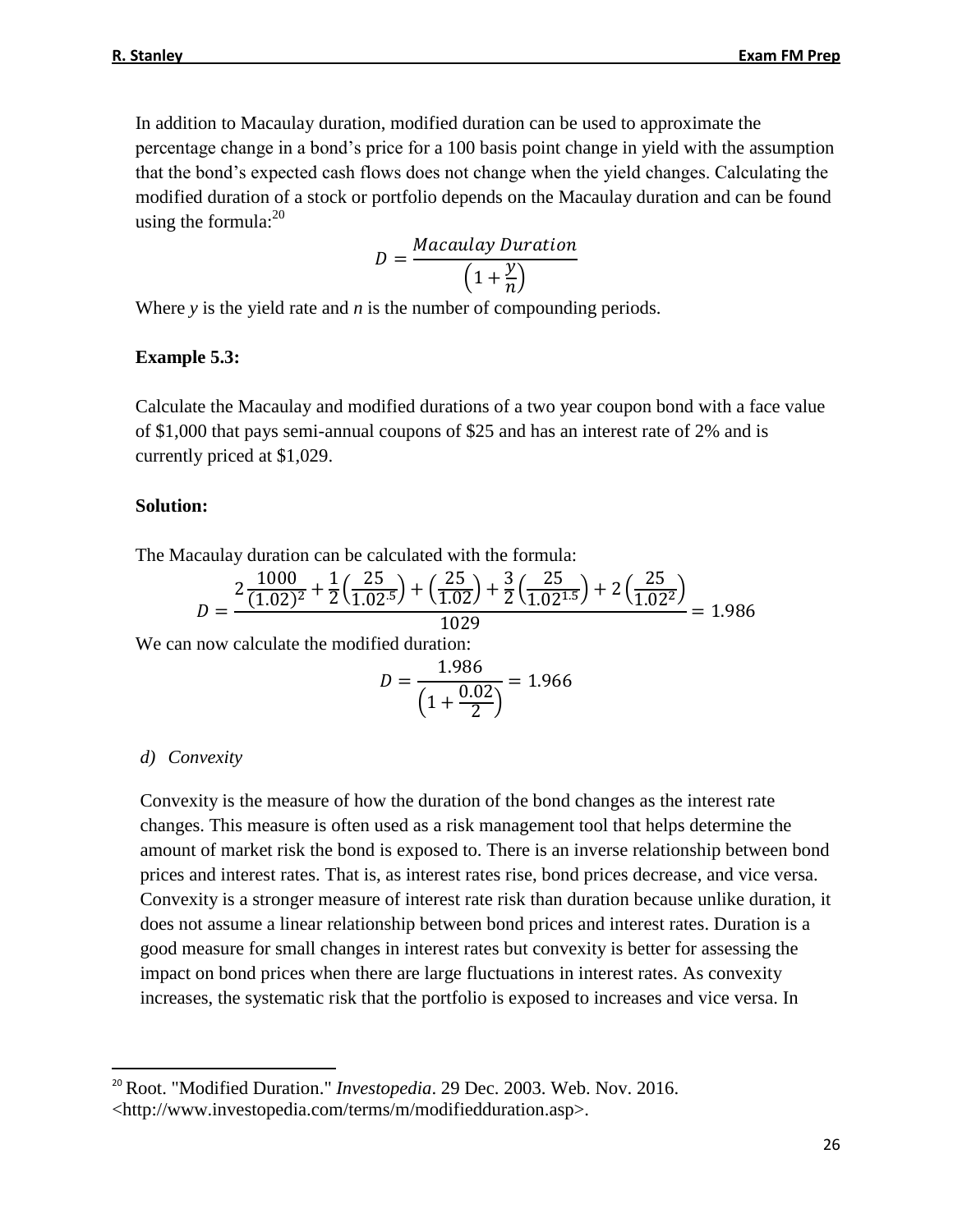In addition to Macaulay duration, modified duration can be used to approximate the percentage change in a bond's price for a 100 basis point change in yield with the assumption that the bond's expected cash flows does not change when the yield changes. Calculating the modified duration of a stock or portfolio depends on the Macaulay duration and can be found using the formula:[20]

$$D = \frac{Macaulay\ Duration}{\left(1 + \frac{y}{n}\right)}$$

Where *y* is the yield rate and *n* is the number of compounding periods.

**Example 5.3:**

Calculate the Macaulay and modified durations of a two year coupon bond with a face value of $1,000 that pays semi-annual coupons of $25 and has an interest rate of 2% and is currently priced at $1,029.

**Solution:**

The Macaulay duration can be calculated with the formula:

$$D = \frac{2\frac{1000}{(1.02)^2} + \frac{1}{2}\left(\frac{25}{1.02^{.5}}\right) + \left(\frac{25}{1.02}\right) + \frac{3}{2}\left(\frac{25}{1.02^{1.5}}\right) + 2\left(\frac{25}{1.02^2}\right)}{1029} = 1.986$$

We can now calculate the modified duration:

$$D = \frac{1.986}{\left(1 + \frac{0.02}{2}\right)} = 1.966$$

*d) Convexity*

Convexity is the measure of how the duration of the bond changes as the interest rate changes. This measure is often used as a risk management tool that helps determine the amount of market risk the bond is exposed to. There is an inverse relationship between bond prices and interest rates. That is, as interest rates rise, bond prices decrease, and vice versa. Convexity is a stronger measure of interest rate risk than duration because unlike duration, it does not assume a linear relationship between bond prices and interest rates. Duration is a good measure for small changes in interest rates but convexity is better for assessing the impact on bond prices when there are large fluctuations in interest rates. As convexity increases, the systematic risk that the portfolio is exposed to increases and vice versa. In

[20] Root. "Modified Duration." *Investopedia*. 29 Dec. 2003. Web. Nov. 2016. <http://www.investopedia.com/terms/m/modifiedduration.asp>.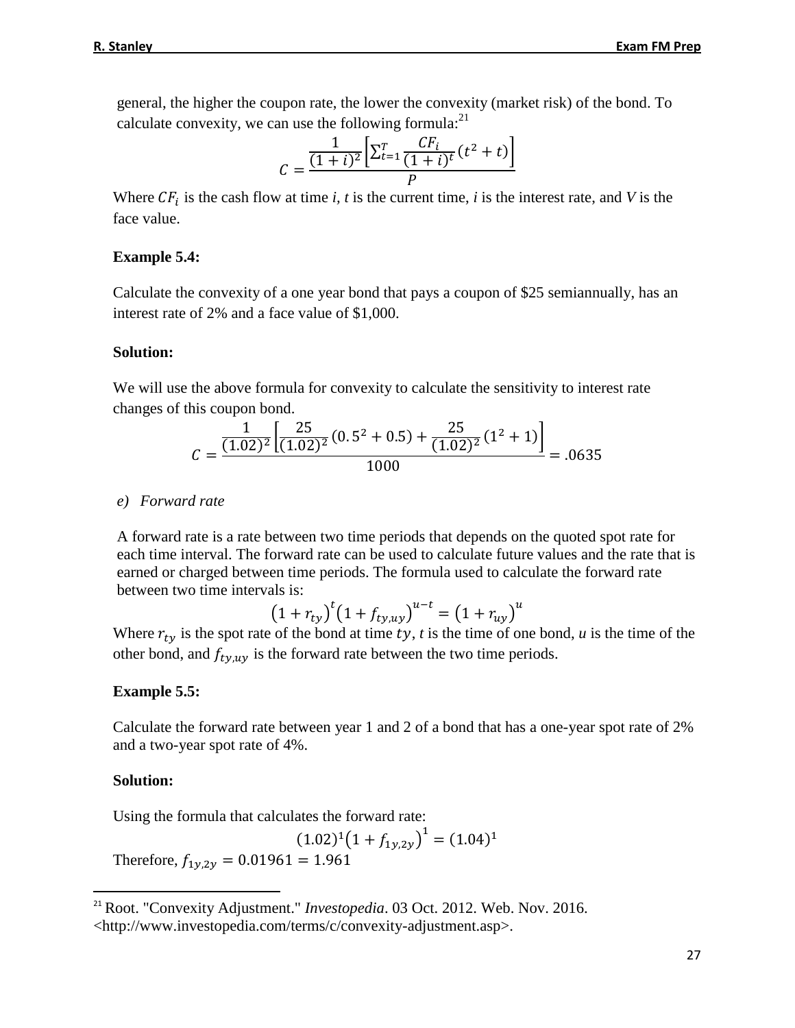general, the higher the coupon rate, the lower the convexity (market risk) of the bond. To calculate convexity, we can use the following formula:[21]

$$C = \frac{\frac{1}{(1+i)^2}\left[\sum_{t=1}^{T} \frac{CF_i}{(1+i)^t}(t^2+t)\right]}{P}$$

Where $CF_i$ is the cash flow at time *i, t* is the current time, *i* is the interest rate, and *V* is the face value.

**Example 5.4:**

Calculate the convexity of a one year bond that pays a coupon of $25 semiannually, has an interest rate of 2% and a face value of $1,000.

**Solution:**

We will use the above formula for convexity to calculate the sensitivity to interest rate changes of this coupon bond.

$$C = \frac{\frac{1}{(1.02)^2}\left[\frac{25}{(1.02)^2}(0.5^2+0.5) + \frac{25}{(1.02)^2}(1^2+1)\right]}{1000} = .0635$$

*e) Forward rate*

A forward rate is a rate between two time periods that depends on the quoted spot rate for each time interval. The forward rate can be used to calculate future values and the rate that is earned or charged between time periods. The formula used to calculate the forward rate between two time intervals is:

$$\left(1+r_{ty}\right)^t\left(1+f_{ty,uy}\right)^{u-t} = \left(1+r_{uy}\right)^u$$

Where $r_{ty}$ is the spot rate of the bond at time $ty$, *t* is the time of one bond, *u* is the time of the other bond, and $f_{ty,uy}$ is the forward rate between the two time periods.

**Example 5.5:**

Calculate the forward rate between year 1 and 2 of a bond that has a one-year spot rate of 2% and a two-year spot rate of 4%.

**Solution:**

Using the formula that calculates the forward rate:

$$(1.02)^1\left(1+f_{1y,2y}\right)^1 = (1.04)^1$$

Therefore, $f_{1y,2y} = 0.01961 = 1.961$

[21] Root. "Convexity Adjustment." *Investopedia*. 03 Oct. 2012. Web. Nov. 2016. <http://www.investopedia.com/terms/c/convexity-adjustment.asp>.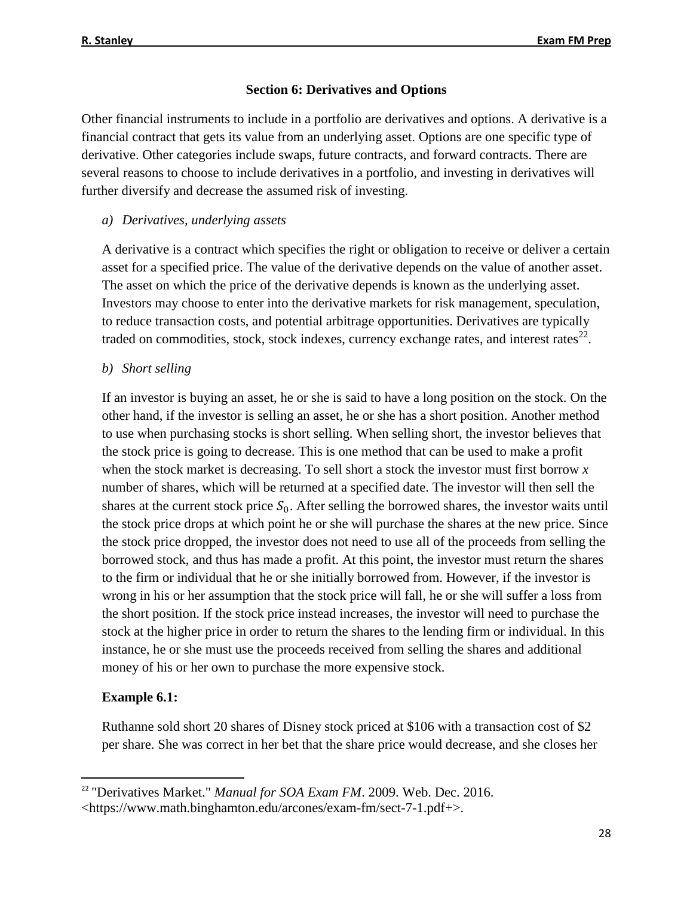## Section 6: Derivatives and Options

Other financial instruments to include in a portfolio are derivatives and options. A derivative is a financial contract that gets its value from an underlying asset. Options are one specific type of derivative. Other categories include swaps, future contracts, and forward contracts. There are several reasons to choose to include derivatives in a portfolio, and investing in derivatives will further diversify and decrease the assumed risk of investing.

### a) *Derivatives, underlying assets*

A derivative is a contract which specifies the right or obligation to receive or deliver a certain asset for a specified price. The value of the derivative depends on the value of another asset. The asset on which the price of the derivative depends is known as the underlying asset. Investors may choose to enter into the derivative markets for risk management, speculation, to reduce transaction costs, and potential arbitrage opportunities. Derivatives are typically traded on commodities, stock, stock indexes, currency exchange rates, and interest rates[22].

### b) *Short selling*

If an investor is buying an asset, he or she is said to have a long position on the stock. On the other hand, if the investor is selling an asset, he or she has a short position. Another method to use when purchasing stocks is short selling. When selling short, the investor believes that the stock price is going to decrease. This is one method that can be used to make a profit when the stock market is decreasing. To sell short a stock the investor must first borrow *x* number of shares, which will be returned at a specified date. The investor will then sell the shares at the current stock price $S_0$. After selling the borrowed shares, the investor waits until the stock price drops at which point he or she will purchase the shares at the new price. Since the stock price dropped, the investor does not need to use all of the proceeds from selling the borrowed stock, and thus has made a profit. At this point, the investor must return the shares to the firm or individual that he or she initially borrowed from. However, if the investor is wrong in his or her assumption that the stock price will fall, he or she will suffer a loss from the short position. If the stock price instead increases, the investor will need to purchase the stock at the higher price in order to return the shares to the lending firm or individual. In this instance, he or she must use the proceeds received from selling the shares and additional money of his or her own to purchase the more expensive stock.

**Example 6.1:**

Ruthanne sold short 20 shares of Disney stock priced at \$106 with a transaction cost of \$2 per share. She was correct in her bet that the share price would decrease, and she closes her

---

[22] "Derivatives Market." *Manual for SOA Exam FM*. 2009. Web. Dec. 2016. <https://www.math.binghamton.edu/arcones/exam-fm/sect-7-1.pdf+>.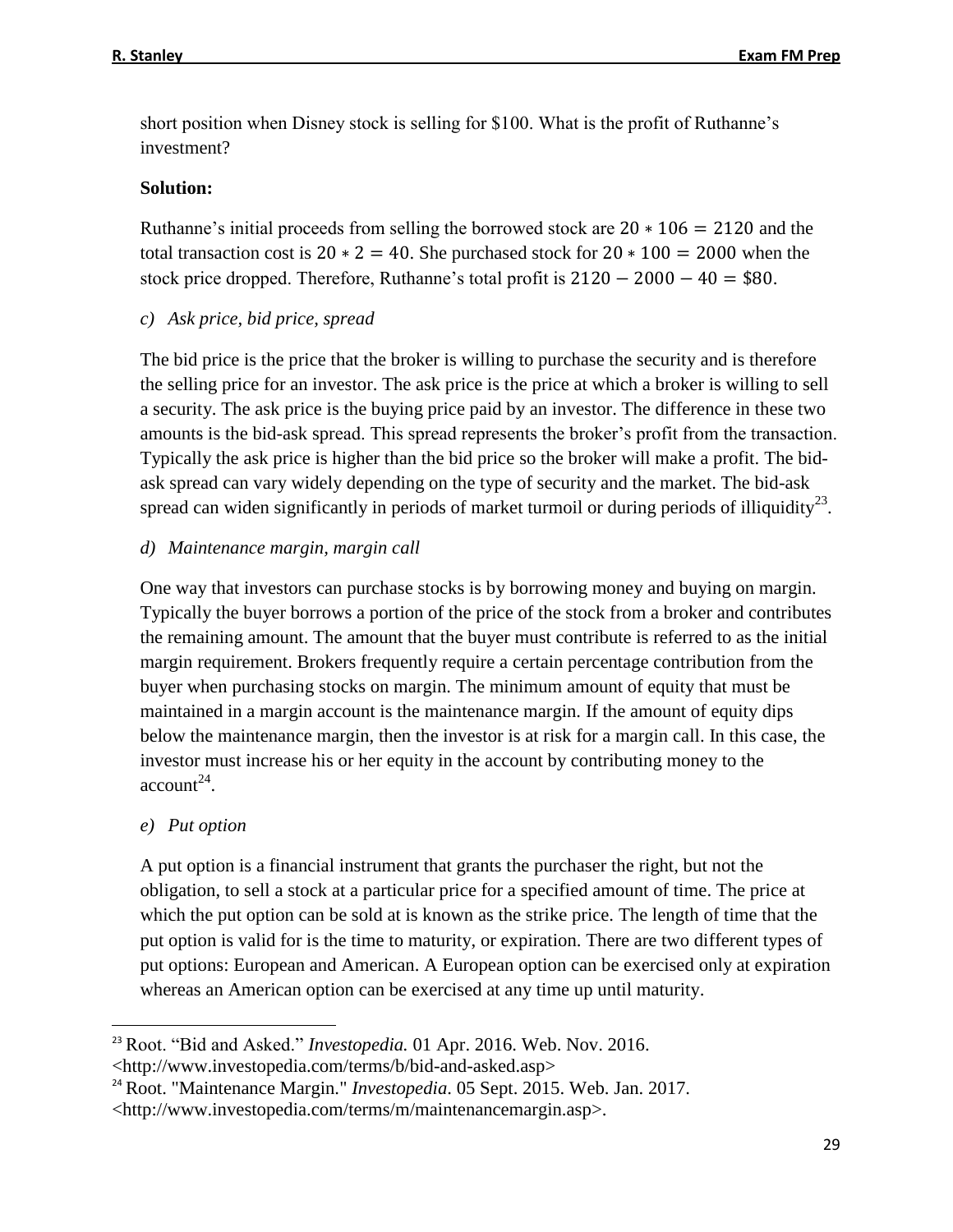short position when Disney stock is selling for \$100. What is the profit of Ruthanne's investment?

**Solution:**

Ruthanne's initial proceeds from selling the borrowed stock are $20 * 106 = 2120$ and the total transaction cost is $20 * 2 = 40$. She purchased stock for $20 * 100 = 2000$ when the stock price dropped. Therefore, Ruthanne's total profit is $2120 - 2000 - 40 = \$80$.

*c) Ask price, bid price, spread*

The bid price is the price that the broker is willing to purchase the security and is therefore the selling price for an investor. The ask price is the price at which a broker is willing to sell a security. The ask price is the buying price paid by an investor. The difference in these two amounts is the bid-ask spread. This spread represents the broker's profit from the transaction. Typically the ask price is higher than the bid price so the broker will make a profit. The bid-ask spread can vary widely depending on the type of security and the market. The bid-ask spread can widen significantly in periods of market turmoil or during periods of illiquidity[23].

*d) Maintenance margin, margin call*

One way that investors can purchase stocks is by borrowing money and buying on margin. Typically the buyer borrows a portion of the price of the stock from a broker and contributes the remaining amount. The amount that the buyer must contribute is referred to as the initial margin requirement. Brokers frequently require a certain percentage contribution from the buyer when purchasing stocks on margin. The minimum amount of equity that must be maintained in a margin account is the maintenance margin. If the amount of equity dips below the maintenance margin, then the investor is at risk for a margin call. In this case, the investor must increase his or her equity in the account by contributing money to the account[24].

*e) Put option*

A put option is a financial instrument that grants the purchaser the right, but not the obligation, to sell a stock at a particular price for a specified amount of time. The price at which the put option can be sold at is known as the strike price. The length of time that the put option is valid for is the time to maturity, or expiration. There are two different types of put options: European and American. A European option can be exercised only at expiration whereas an American option can be exercised at any time up until maturity.

---

[23] Root. "Bid and Asked." *Investopedia.* 01 Apr. 2016. Web. Nov. 2016. <http://www.investopedia.com/terms/b/bid-and-asked.asp>

[24] Root. "Maintenance Margin." *Investopedia.* 05 Sept. 2015. Web. Jan. 2017. <http://www.investopedia.com/terms/m/maintenancemargin.asp>.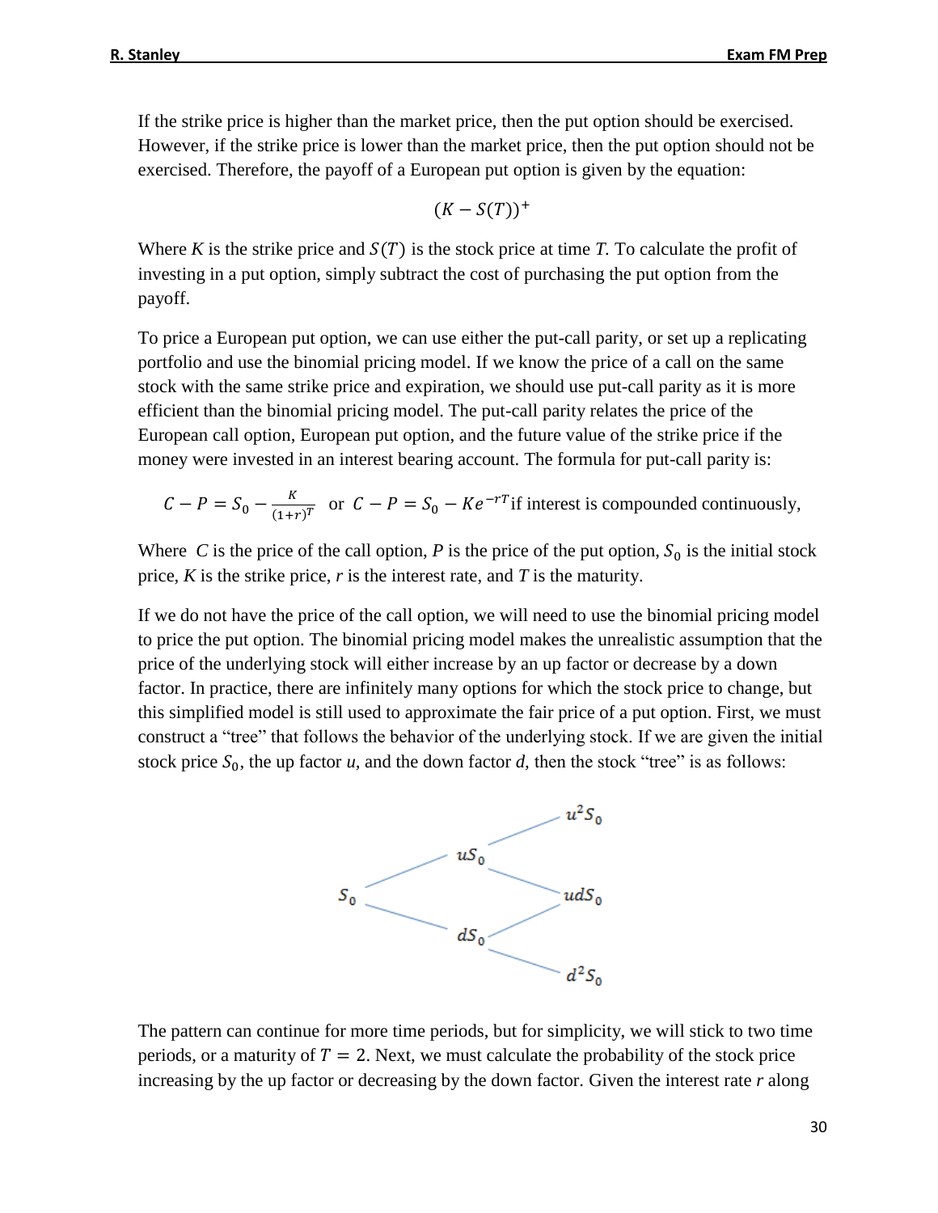If the strike price is higher than the market price, then the put option should be exercised. However, if the strike price is lower than the market price, then the put option should not be exercised. Therefore, the payoff of a European put option is given by the equation:

$$(K - S(T))^+$$

Where $K$ is the strike price and $S(T)$ is the stock price at time $T$. To calculate the profit of investing in a put option, simply subtract the cost of purchasing the put option from the payoff.

To price a European put option, we can use either the put-call parity, or set up a replicating portfolio and use the binomial pricing model. If we know the price of a call on the same stock with the same strike price and expiration, we should use put-call parity as it is more efficient than the binomial pricing model. The put-call parity relates the price of the European call option, European put option, and the future value of the strike price if the money were invested in an interest bearing account. The formula for put-call parity is:

$$C - P = S_0 - \frac{K}{(1+r)^T} \quad \text{or} \quad C - P = S_0 - Ke^{-rT} \text{ if interest is compounded continuously,}$$

Where $C$ is the price of the call option, $P$ is the price of the put option, $S_0$ is the initial stock price, $K$ is the strike price, $r$ is the interest rate, and $T$ is the maturity.

If we do not have the price of the call option, we will need to use the binomial pricing model to price the put option. The binomial pricing model makes the unrealistic assumption that the price of the underlying stock will either increase by an up factor or decrease by a down factor. In practice, there are infinitely many options for which the stock price to change, but this simplified model is still used to approximate the fair price of a put option. First, we must construct a "tree" that follows the behavior of the underlying stock. If we are given the initial stock price $S_0$, the up factor $u$, and the down factor $d$, then the stock "tree" is as follows:

The pattern can continue for more time periods, but for simplicity, we will stick to two time periods, or a maturity of $T = 2$. Next, we must calculate the probability of the stock price increasing by the up factor or decreasing by the down factor. Given the interest rate $r$ along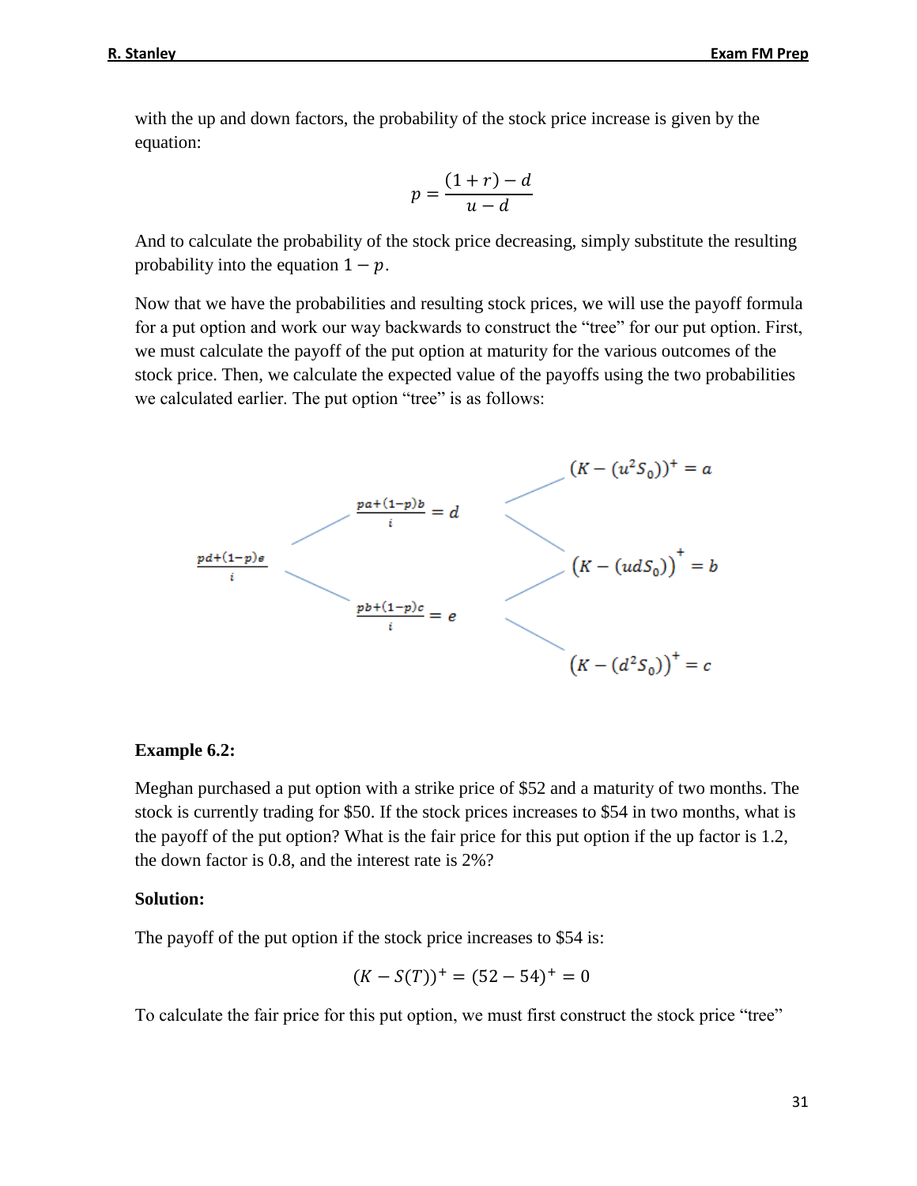with the up and down factors, the probability of the stock price increase is given by the equation:

$$p = \frac{(1+r) - d}{u - d}$$

And to calculate the probability of the stock price decreasing, simply substitute the resulting probability into the equation $1 - p$.

Now that we have the probabilities and resulting stock prices, we will use the payoff formula for a put option and work our way backwards to construct the "tree" for our put option. First, we must calculate the payoff of the put option at maturity for the various outcomes of the stock price. Then, we calculate the expected value of the payoffs using the two probabilities we calculated earlier. The put option "tree" is as follows:

$$\frac{pd+(1-p)e}{i}$$

$$\frac{pa+(1-p)b}{i} = d \qquad \frac{pb+(1-p)c}{i} = e$$

$$(K - (u^2 S_0))^+ = a \qquad (K - (udS_0))^+ = b \qquad (K - (d^2 S_0))^+ = c$$

**Example 6.2:**

Meghan purchased a put option with a strike price of \$52 and a maturity of two months. The stock is currently trading for \$50. If the stock prices increases to \$54 in two months, what is the payoff of the put option? What is the fair price for this put option if the up factor is 1.2, the down factor is 0.8, and the interest rate is 2%?

**Solution:**

The payoff of the put option if the stock price increases to \$54 is:

$$(K - S(T))^+ = (52 - 54)^+ = 0$$

To calculate the fair price for this put option, we must first construct the stock price "tree"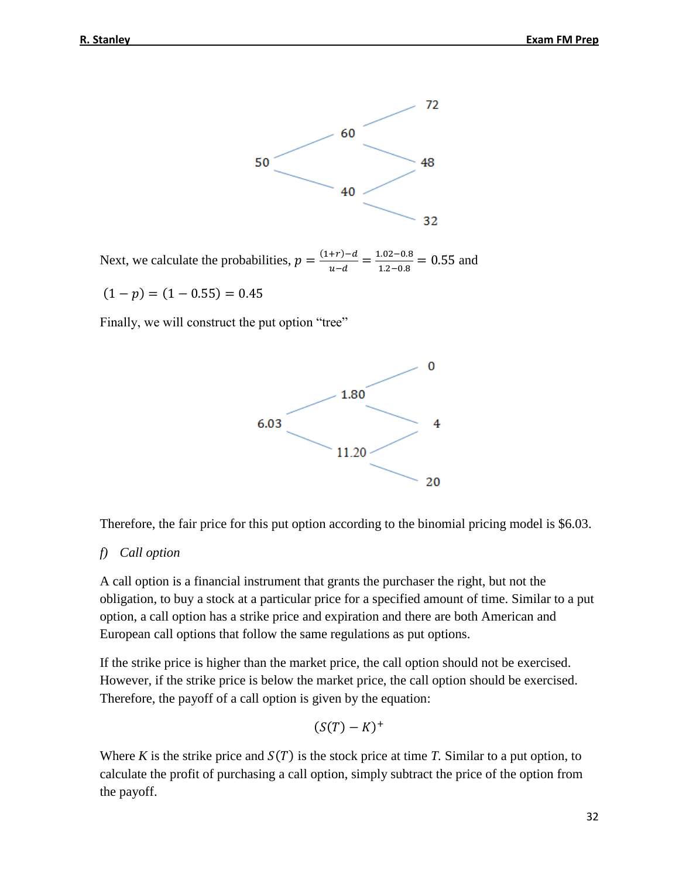50 → 60 → 72

50 → 60 → 48

50 → 40 → 48

50 → 40 → 32

Next, we calculate the probabilities, $p = \frac{(1+r)-d}{u-d} = \frac{1.02-0.8}{1.2-0.8} = 0.55$ and

$(1-p) = (1-0.55) = 0.45$

Finally, we will construct the put option "tree"

6.03 → 1.80 → 0

6.03 → 1.80 → 4

6.03 → 11.20 → 4

6.03 → 11.20 → 20

Therefore, the fair price for this put option according to the binomial pricing model is $6.03.

*f) Call option*

A call option is a financial instrument that grants the purchaser the right, but not the obligation, to buy a stock at a particular price for a specified amount of time. Similar to a put option, a call option has a strike price and expiration and there are both American and European call options that follow the same regulations as put options.

If the strike price is higher than the market price, the call option should not be exercised. However, if the strike price is below the market price, the call option should be exercised. Therefore, the payoff of a call option is given by the equation:

$$(S(T) - K)^{+}$$

Where $K$ is the strike price and $S(T)$ is the stock price at time $T$. Similar to a put option, to calculate the profit of purchasing a call option, simply subtract the price of the option from the payoff.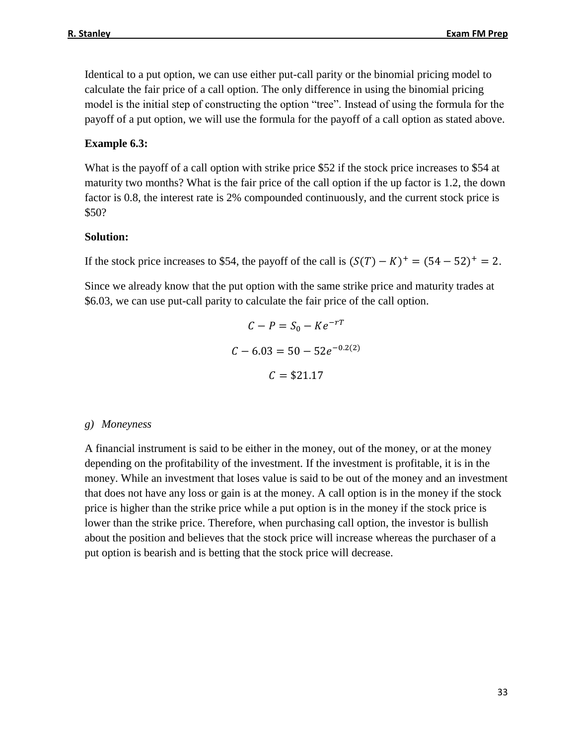Identical to a put option, we can use either put-call parity or the binomial pricing model to calculate the fair price of a call option. The only difference in using the binomial pricing model is the initial step of constructing the option "tree". Instead of using the formula for the payoff of a put option, we will use the formula for the payoff of a call option as stated above.

**Example 6.3:**

What is the payoff of a call option with strike price \$52 if the stock price increases to \$54 at maturity two months? What is the fair price of the call option if the up factor is 1.2, the down factor is 0.8, the interest rate is 2% compounded continuously, and the current stock price is \$50?

**Solution:**

If the stock price increases to \$54, the payoff of the call is $(S(T) - K)^+ = (54 - 52)^+ = 2.$

Since we already know that the put option with the same strike price and maturity trades at \$6.03, we can use put-call parity to calculate the fair price of the call option.

$$C - P = S_0 - Ke^{-rT}$$

$$C - 6.03 = 50 - 52e^{-0.2(2)}$$

$$C = \$21.17$$

*g) Moneyness*

A financial instrument is said to be either in the money, out of the money, or at the money depending on the profitability of the investment. If the investment is profitable, it is in the money. While an investment that loses value is said to be out of the money and an investment that does not have any loss or gain is at the money. A call option is in the money if the stock price is higher than the strike price while a put option is in the money if the stock price is lower than the strike price. Therefore, when purchasing call option, the investor is bullish about the position and believes that the stock price will increase whereas the purchaser of a put option is bearish and is betting that the stock price will decrease.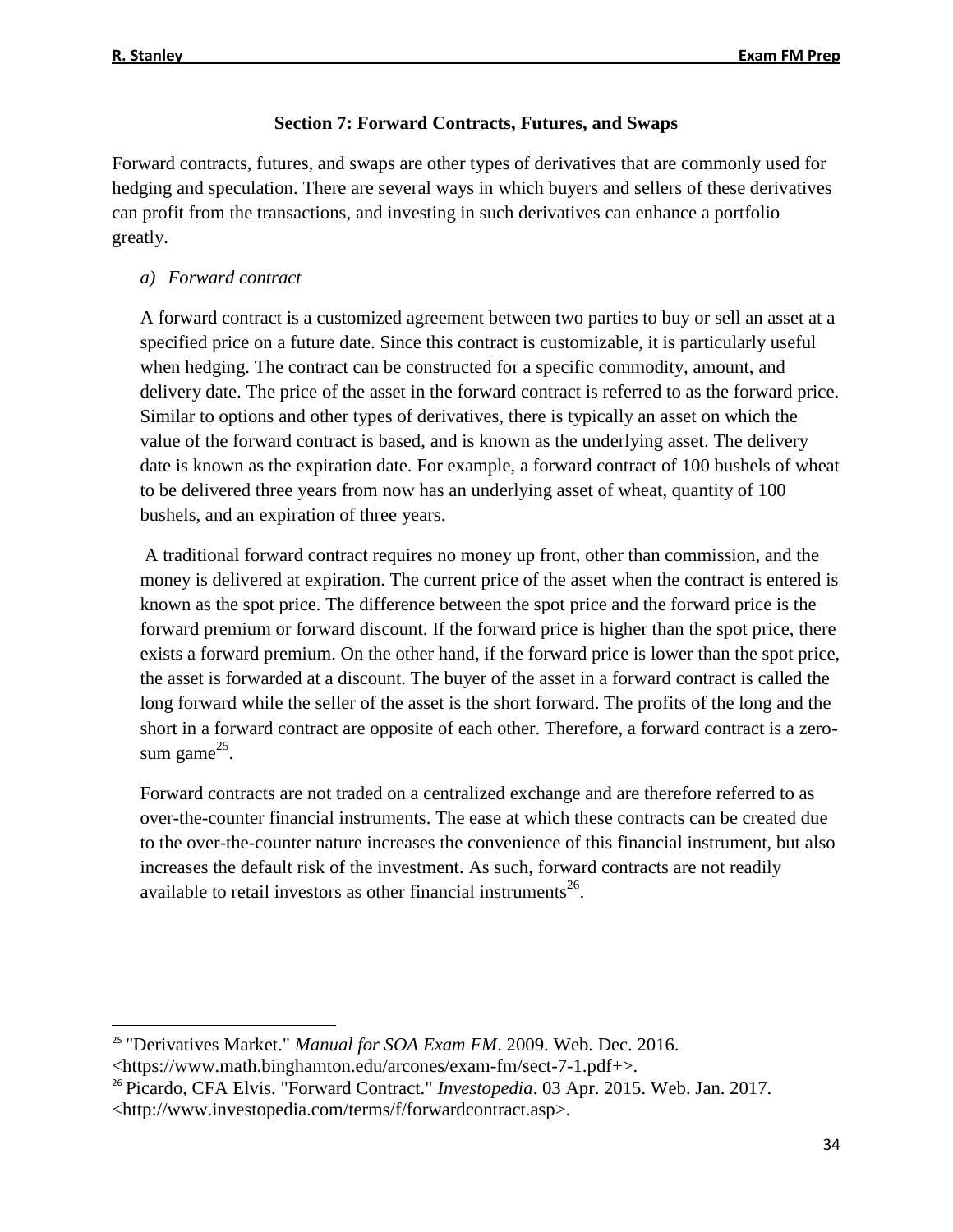## Section 7: Forward Contracts, Futures, and Swaps

Forward contracts, futures, and swaps are other types of derivatives that are commonly used for hedging and speculation. There are several ways in which buyers and sellers of these derivatives can profit from the transactions, and investing in such derivatives can enhance a portfolio greatly.

### *a) Forward contract*

A forward contract is a customized agreement between two parties to buy or sell an asset at a specified price on a future date. Since this contract is customizable, it is particularly useful when hedging. The contract can be constructed for a specific commodity, amount, and delivery date. The price of the asset in the forward contract is referred to as the forward price. Similar to options and other types of derivatives, there is typically an asset on which the value of the forward contract is based, and is known as the underlying asset. The delivery date is known as the expiration date. For example, a forward contract of 100 bushels of wheat to be delivered three years from now has an underlying asset of wheat, quantity of 100 bushels, and an expiration of three years.

A traditional forward contract requires no money up front, other than commission, and the money is delivered at expiration. The current price of the asset when the contract is entered is known as the spot price. The difference between the spot price and the forward price is the forward premium or forward discount. If the forward price is higher than the spot price, there exists a forward premium. On the other hand, if the forward price is lower than the spot price, the asset is forwarded at a discount. The buyer of the asset in a forward contract is called the long forward while the seller of the asset is the short forward. The profits of the long and the short in a forward contract are opposite of each other. Therefore, a forward contract is a zero-sum game[25].

Forward contracts are not traded on a centralized exchange and are therefore referred to as over-the-counter financial instruments. The ease at which these contracts can be created due to the over-the-counter nature increases the convenience of this financial instrument, but also increases the default risk of the investment. As such, forward contracts are not readily available to retail investors as other financial instruments[26].

---

[25] "Derivatives Market." *Manual for SOA Exam FM*. 2009. Web. Dec. 2016. <https://www.math.binghamton.edu/arcones/exam-fm/sect-7-1.pdf+>.

[26] Picardo, CFA Elvis. "Forward Contract." *Investopedia*. 03 Apr. 2015. Web. Jan. 2017. <http://www.investopedia.com/terms/f/forwardcontract.asp>.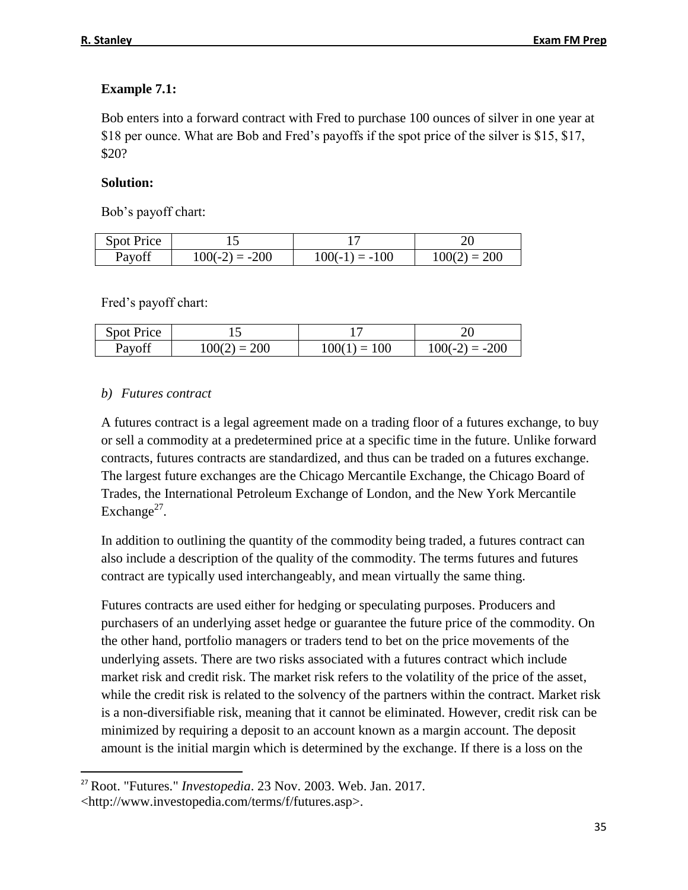**Example 7.1:**

Bob enters into a forward contract with Fred to purchase 100 ounces of silver in one year at $18 per ounce. What are Bob and Fred's payoffs if the spot price of the silver is $15, $17, $20?

**Solution:**

Bob's payoff chart:

| Spot Price | 15 | 17 | 20 |
|---|---|---|---|
| Payoff | 100(-2) = -200 | 100(-1) = -100 | 100(2) = 200 |

Fred's payoff chart:

| Spot Price | 15 | 17 | 20 |
|---|---|---|---|
| Payoff | 100(2) = 200 | 100(1) = 100 | 100(-2) = -200 |

*b) Futures contract*

A futures contract is a legal agreement made on a trading floor of a futures exchange, to buy or sell a commodity at a predetermined price at a specific time in the future. Unlike forward contracts, futures contracts are standardized, and thus can be traded on a futures exchange. The largest future exchanges are the Chicago Mercantile Exchange, the Chicago Board of Trades, the International Petroleum Exchange of London, and the New York Mercantile Exchange[27].

In addition to outlining the quantity of the commodity being traded, a futures contract can also include a description of the quality of the commodity. The terms futures and futures contract are typically used interchangeably, and mean virtually the same thing.

Futures contracts are used either for hedging or speculating purposes. Producers and purchasers of an underlying asset hedge or guarantee the future price of the commodity. On the other hand, portfolio managers or traders tend to bet on the price movements of the underlying assets. There are two risks associated with a futures contract which include market risk and credit risk. The market risk refers to the volatility of the price of the asset, while the credit risk is related to the solvency of the partners within the contract. Market risk is a non-diversifiable risk, meaning that it cannot be eliminated. However, credit risk can be minimized by requiring a deposit to an account known as a margin account. The deposit amount is the initial margin which is determined by the exchange. If there is a loss on the

[27] Root. "Futures." *Investopedia*. 23 Nov. 2003. Web. Jan. 2017. <http://www.investopedia.com/terms/f/futures.asp>.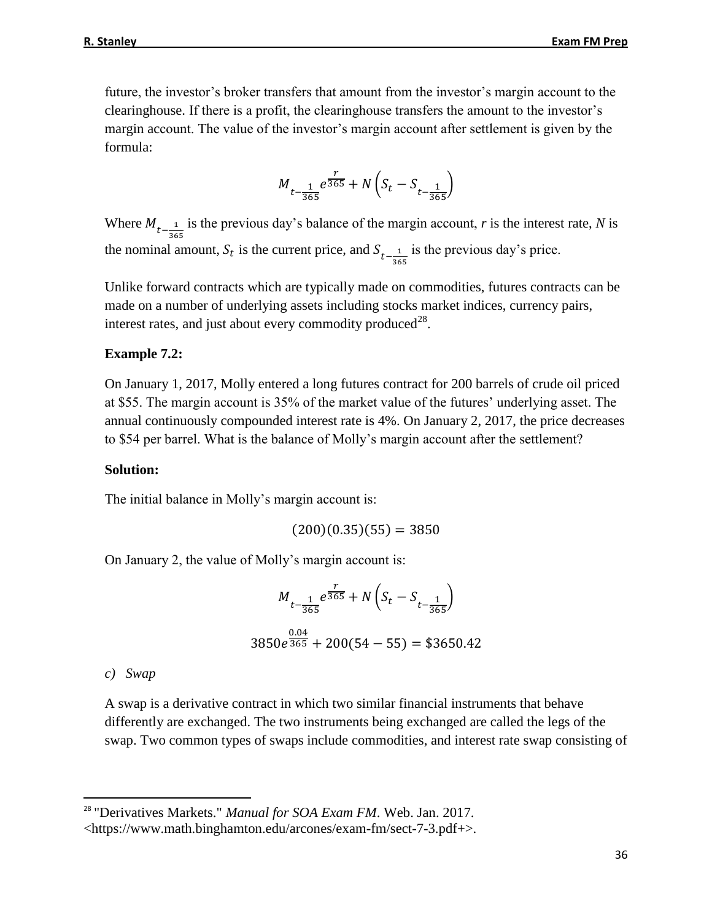future, the investor's broker transfers that amount from the investor's margin account to the clearinghouse. If there is a profit, the clearinghouse transfers the amount to the investor's margin account. The value of the investor's margin account after settlement is given by the formula:

$$M_{t-\frac{1}{365}}e^{\frac{r}{365}} + N\left(S_t - S_{t-\frac{1}{365}}\right)$$

Where $M_{t-\frac{1}{365}}$ is the previous day's balance of the margin account, *r* is the interest rate, *N* is the nominal amount, $S_t$ is the current price, and $S_{t-\frac{1}{365}}$ is the previous day's price.

Unlike forward contracts which are typically made on commodities, futures contracts can be made on a number of underlying assets including stocks market indices, currency pairs, interest rates, and just about every commodity produced[28].

**Example 7.2:**

On January 1, 2017, Molly entered a long futures contract for 200 barrels of crude oil priced at $55. The margin account is 35% of the market value of the futures' underlying asset. The annual continuously compounded interest rate is 4%. On January 2, 2017, the price decreases to $54 per barrel. What is the balance of Molly's margin account after the settlement?

**Solution:**

The initial balance in Molly's margin account is:

$$(200)(0.35)(55) = 3850$$

On January 2, the value of Molly's margin account is:

$$M_{t-\frac{1}{365}}e^{\frac{r}{365}} + N\left(S_t - S_{t-\frac{1}{365}}\right)$$

$$3850e^{\frac{0.04}{365}} + 200(54 - 55) = \$3650.42$$

*c) Swap*

A swap is a derivative contract in which two similar financial instruments that behave differently are exchanged. The two instruments being exchanged are called the legs of the swap. Two common types of swaps include commodities, and interest rate swap consisting of

[28] "Derivatives Markets." *Manual for SOA Exam FM*. Web. Jan. 2017. <https://www.math.binghamton.edu/arcones/exam-fm/sect-7-3.pdf+>.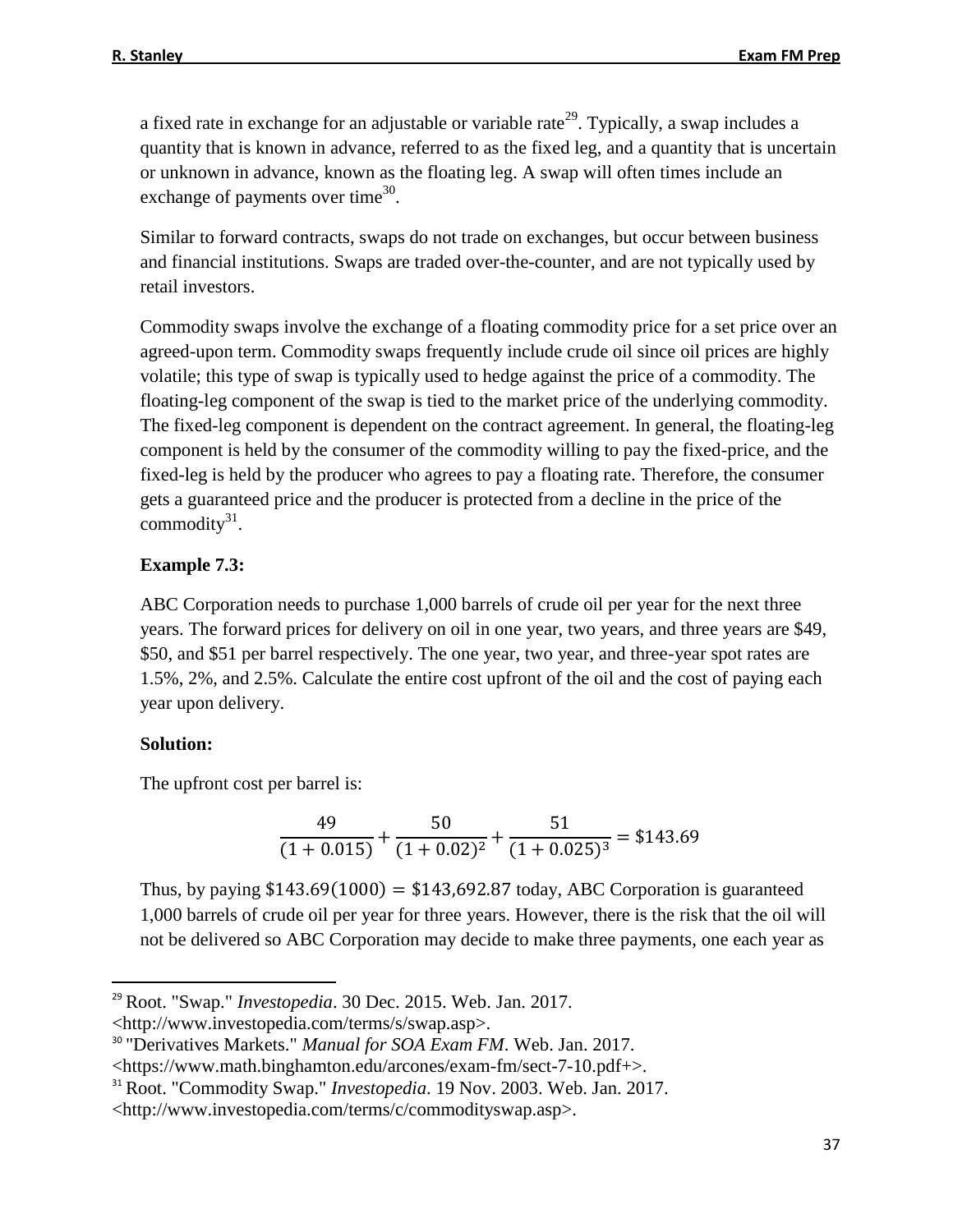a fixed rate in exchange for an adjustable or variable rate[29]. Typically, a swap includes a quantity that is known in advance, referred to as the fixed leg, and a quantity that is uncertain or unknown in advance, known as the floating leg. A swap will often times include an exchange of payments over time[30].

Similar to forward contracts, swaps do not trade on exchanges, but occur between business and financial institutions. Swaps are traded over-the-counter, and are not typically used by retail investors.

Commodity swaps involve the exchange of a floating commodity price for a set price over an agreed-upon term. Commodity swaps frequently include crude oil since oil prices are highly volatile; this type of swap is typically used to hedge against the price of a commodity. The floating-leg component of the swap is tied to the market price of the underlying commodity. The fixed-leg component is dependent on the contract agreement. In general, the floating-leg component is held by the consumer of the commodity willing to pay the fixed-price, and the fixed-leg is held by the producer who agrees to pay a floating rate. Therefore, the consumer gets a guaranteed price and the producer is protected from a decline in the price of the commodity[31].

**Example 7.3:**

ABC Corporation needs to purchase 1,000 barrels of crude oil per year for the next three years. The forward prices for delivery on oil in one year, two years, and three years are \$49, \$50, and \$51 per barrel respectively. The one year, two year, and three-year spot rates are 1.5%, 2%, and 2.5%. Calculate the entire cost upfront of the oil and the cost of paying each year upon delivery.

**Solution:**

The upfront cost per barrel is:

$$\frac{49}{(1+0.015)}+\frac{50}{(1+0.02)^2}+\frac{51}{(1+0.025)^3}=\$143.69$$

Thus, by paying $\$143.69(1000) = \$143{,}692.87$ today, ABC Corporation is guaranteed 1,000 barrels of crude oil per year for three years. However, there is the risk that the oil will not be delivered so ABC Corporation may decide to make three payments, one each year as

---

[29] Root. "Swap." *Investopedia*. 30 Dec. 2015. Web. Jan. 2017. <http://www.investopedia.com/terms/s/swap.asp>.

[30] "Derivatives Markets." *Manual for SOA Exam FM*. Web. Jan. 2017. <https://www.math.binghamton.edu/arcones/exam-fm/sect-7-10.pdf+>.

[31] Root. "Commodity Swap." *Investopedia*. 19 Nov. 2003. Web. Jan. 2017. <http://www.investopedia.com/terms/c/commodityswap.asp>.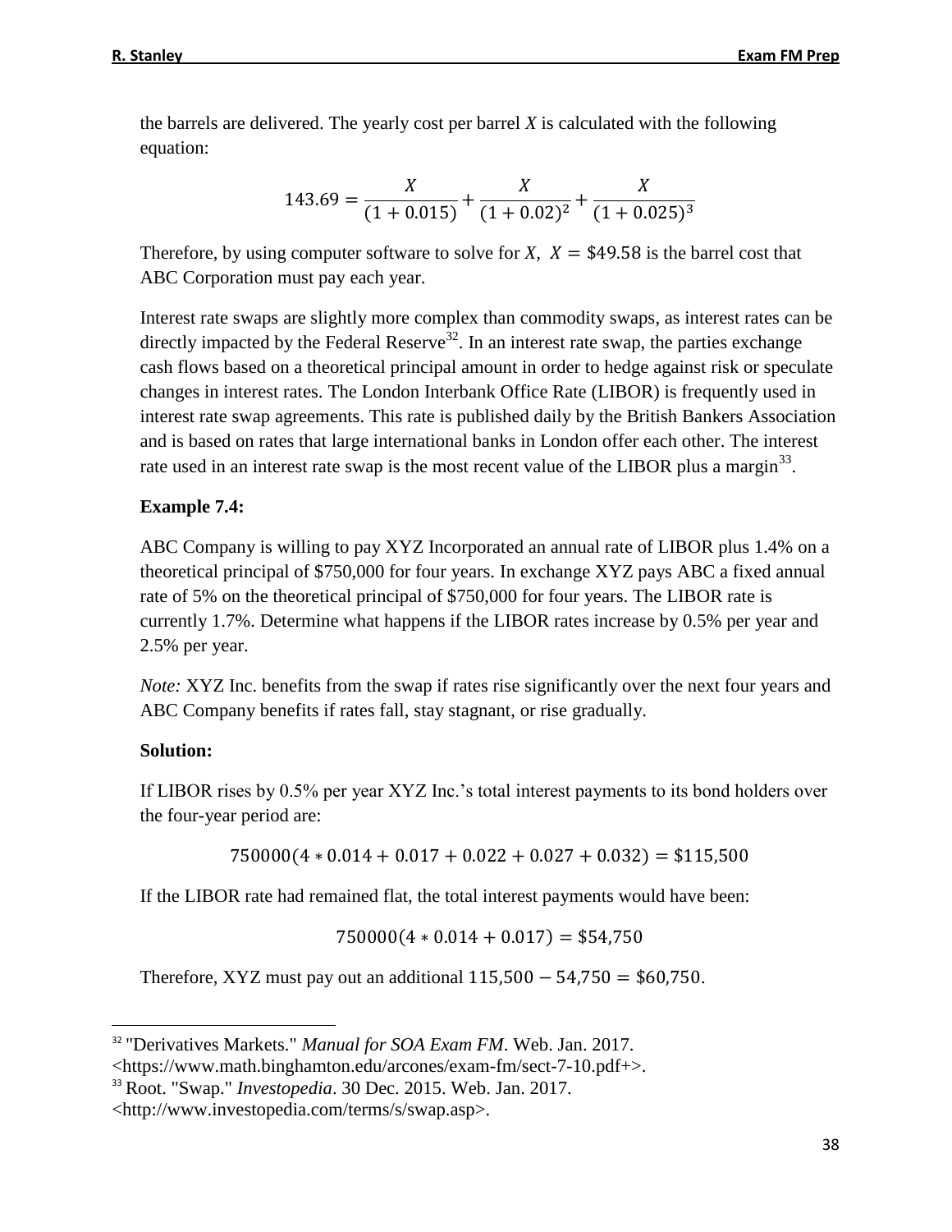the barrels are delivered. The yearly cost per barrel $X$ is calculated with the following equation:

$$143.69 = \frac{X}{(1 + 0.015)} + \frac{X}{(1 + 0.02)^2} + \frac{X}{(1 + 0.025)^3}$$

Therefore, by using computer software to solve for $X$, $X = \$49.58$ is the barrel cost that ABC Corporation must pay each year.

Interest rate swaps are slightly more complex than commodity swaps, as interest rates can be directly impacted by the Federal Reserve[32]. In an interest rate swap, the parties exchange cash flows based on a theoretical principal amount in order to hedge against risk or speculate changes in interest rates. The London Interbank Office Rate (LIBOR) is frequently used in interest rate swap agreements. This rate is published daily by the British Bankers Association and is based on rates that large international banks in London offer each other. The interest rate used in an interest rate swap is the most recent value of the LIBOR plus a margin[33].

**Example 7.4:**

ABC Company is willing to pay XYZ Incorporated an annual rate of LIBOR plus 1.4% on a theoretical principal of $750,000 for four years. In exchange XYZ pays ABC a fixed annual rate of 5% on the theoretical principal of $750,000 for four years. The LIBOR rate is currently 1.7%. Determine what happens if the LIBOR rates increase by 0.5% per year and 2.5% per year.

*Note:* XYZ Inc. benefits from the swap if rates rise significantly over the next four years and ABC Company benefits if rates fall, stay stagnant, or rise gradually.

**Solution:**

If LIBOR rises by 0.5% per year XYZ Inc.'s total interest payments to its bond holders over the four-year period are:

$$750000(4 * 0.014 + 0.017 + 0.022 + 0.027 + 0.032) = \$115{,}500$$

If the LIBOR rate had remained flat, the total interest payments would have been:

$$750000(4 * 0.014 + 0.017) = \$54{,}750$$

Therefore, XYZ must pay out an additional $115{,}500 - 54{,}750 = \$60{,}750$.

[32] "Derivatives Markets." *Manual for SOA Exam FM*. Web. Jan. 2017. <https://www.math.binghamton.edu/arcones/exam-fm/sect-7-10.pdf+>.

[33] Root. "Swap." *Investopedia*. 30 Dec. 2015. Web. Jan. 2017. <http://www.investopedia.com/terms/s/swap.asp>.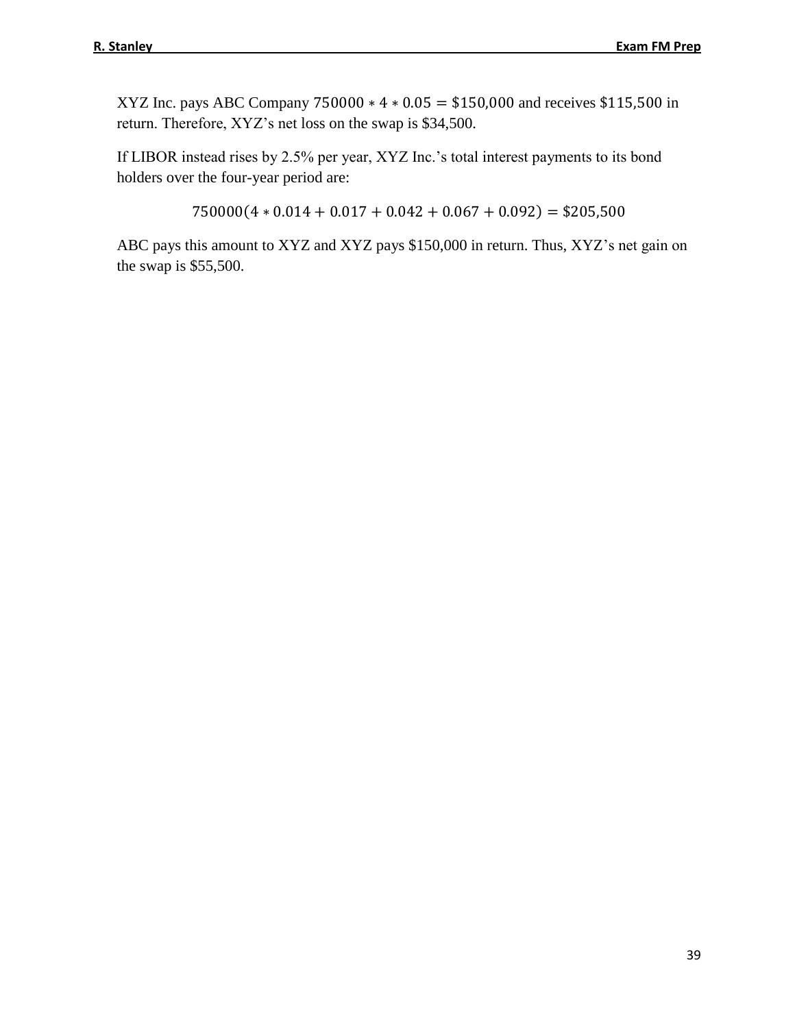XYZ Inc. pays ABC Company $750000 * 4 * 0.05 = \$150{,}000$ and receives $\$115{,}500$ in return. Therefore, XYZ's net loss on the swap is $34,500.

If LIBOR instead rises by 2.5% per year, XYZ Inc.'s total interest payments to its bond holders over the four-year period are:

$$750000(4 * 0.014 + 0.017 + 0.042 + 0.067 + 0.092) = \$205{,}500$$

ABC pays this amount to XYZ and XYZ pays $150,000 in return. Thus, XYZ's net gain on the swap is $55,500.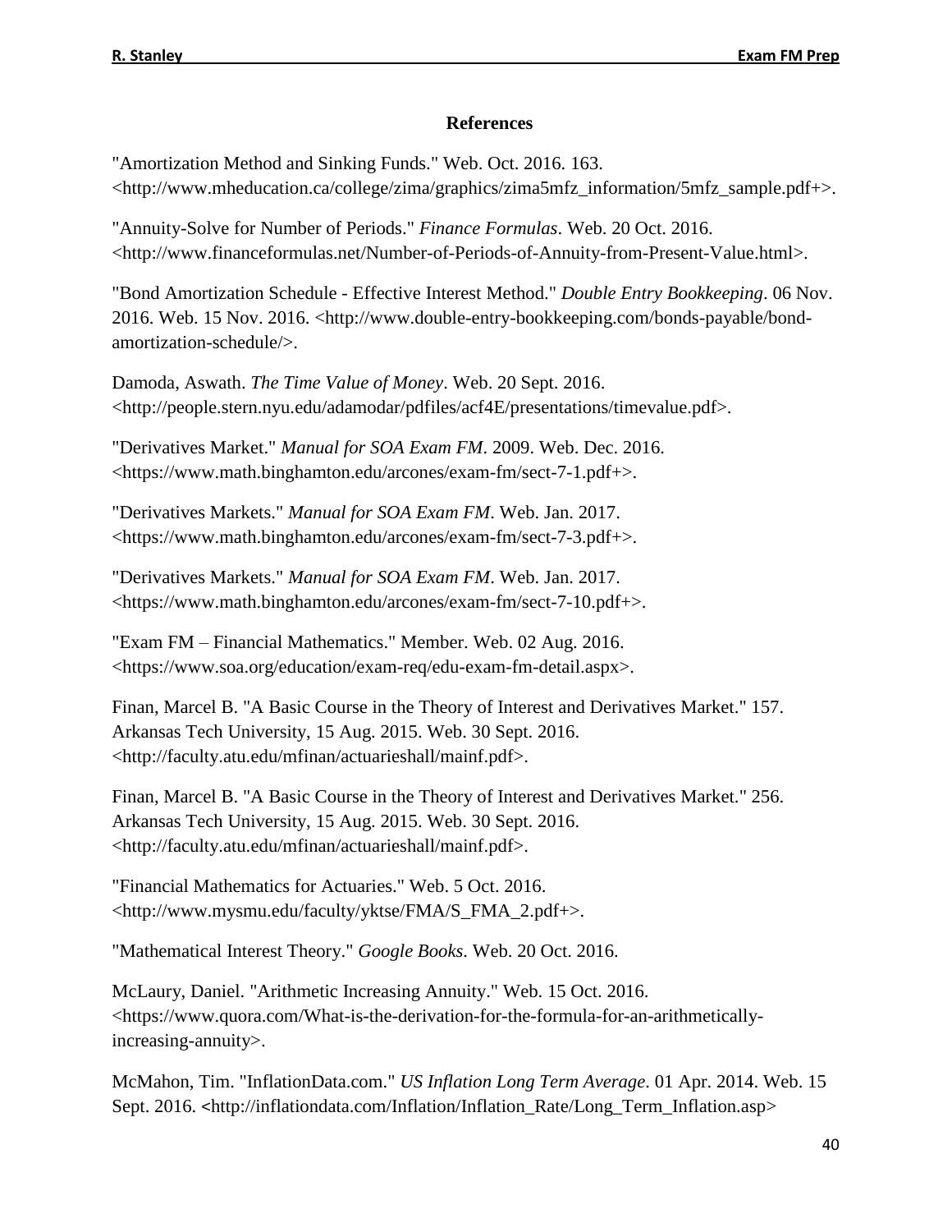## References

"Amortization Method and Sinking Funds." Web. Oct. 2016. 163. <http://www.mheducation.ca/college/zima/graphics/zima5mfz_information/5mfz_sample.pdf+>.

"Annuity-Solve for Number of Periods." *Finance Formulas*. Web. 20 Oct. 2016. <http://www.financeformulas.net/Number-of-Periods-of-Annuity-from-Present-Value.html>.

"Bond Amortization Schedule - Effective Interest Method." *Double Entry Bookkeeping*. 06 Nov. 2016. Web. 15 Nov. 2016. <http://www.double-entry-bookkeeping.com/bonds-payable/bond-amortization-schedule/>.

Damoda, Aswath. *The Time Value of Money*. Web. 20 Sept. 2016. <http://people.stern.nyu.edu/adamodar/pdfiles/acf4E/presentations/timevalue.pdf>.

"Derivatives Market." *Manual for SOA Exam FM*. 2009. Web. Dec. 2016. <https://www.math.binghamton.edu/arcones/exam-fm/sect-7-1.pdf+>.

"Derivatives Markets." *Manual for SOA Exam FM*. Web. Jan. 2017. <https://www.math.binghamton.edu/arcones/exam-fm/sect-7-3.pdf+>.

"Derivatives Markets." *Manual for SOA Exam FM*. Web. Jan. 2017. <https://www.math.binghamton.edu/arcones/exam-fm/sect-7-10.pdf+>.

"Exam FM – Financial Mathematics." Member. Web. 02 Aug. 2016. <https://www.soa.org/education/exam-req/edu-exam-fm-detail.aspx>.

Finan, Marcel B. "A Basic Course in the Theory of Interest and Derivatives Market." 157. Arkansas Tech University, 15 Aug. 2015. Web. 30 Sept. 2016. <http://faculty.atu.edu/mfinan/actuarieshall/mainf.pdf>.

Finan, Marcel B. "A Basic Course in the Theory of Interest and Derivatives Market." 256. Arkansas Tech University, 15 Aug. 2015. Web. 30 Sept. 2016. <http://faculty.atu.edu/mfinan/actuarieshall/mainf.pdf>.

"Financial Mathematics for Actuaries." Web. 5 Oct. 2016. <http://www.mysmu.edu/faculty/yktse/FMA/S_FMA_2.pdf+>.

"Mathematical Interest Theory." *Google Books*. Web. 20 Oct. 2016.

McLaury, Daniel. "Arithmetic Increasing Annuity." Web. 15 Oct. 2016. <https://www.quora.com/What-is-the-derivation-for-the-formula-for-an-arithmetically-increasing-annuity>.

McMahon, Tim. "InflationData.com." *US Inflation Long Term Average*. 01 Apr. 2014. Web. 15 Sept. 2016. <http://inflationdata.com/Inflation/Inflation_Rate/Long_Term_Inflation.asp>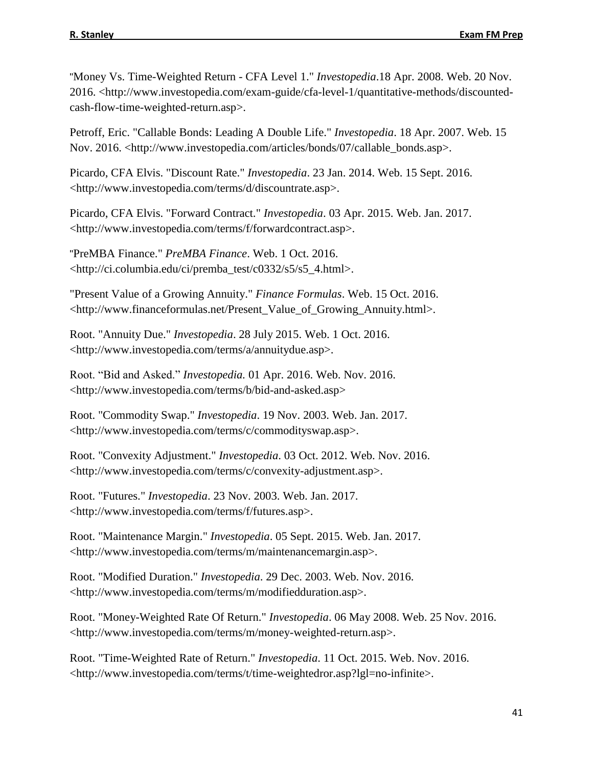"Money Vs. Time-Weighted Return - CFA Level 1." *Investopedia*.18 Apr. 2008. Web. 20 Nov. 2016. <http://www.investopedia.com/exam-guide/cfa-level-1/quantitative-methods/discounted-cash-flow-time-weighted-return.asp>.

Petroff, Eric. "Callable Bonds: Leading A Double Life." *Investopedia*. 18 Apr. 2007. Web. 15 Nov. 2016. <http://www.investopedia.com/articles/bonds/07/callable_bonds.asp>.

Picardo, CFA Elvis. "Discount Rate." *Investopedia*. 23 Jan. 2014. Web. 15 Sept. 2016. <http://www.investopedia.com/terms/d/discountrate.asp>.

Picardo, CFA Elvis. "Forward Contract." *Investopedia*. 03 Apr. 2015. Web. Jan. 2017. <http://www.investopedia.com/terms/f/forwardcontract.asp>.

"PreMBA Finance." *PreMBA Finance*. Web. 1 Oct. 2016. <http://ci.columbia.edu/ci/premba_test/c0332/s5/s5_4.html>.

"Present Value of a Growing Annuity." *Finance Formulas*. Web. 15 Oct. 2016. <http://www.financeformulas.net/Present_Value_of_Growing_Annuity.html>.

Root. "Annuity Due." *Investopedia*. 28 July 2015. Web. 1 Oct. 2016. <http://www.investopedia.com/terms/a/annuitydue.asp>.

Root. "Bid and Asked." *Investopedia.* 01 Apr. 2016. Web. Nov. 2016. <http://www.investopedia.com/terms/b/bid-and-asked.asp>

Root. "Commodity Swap." *Investopedia*. 19 Nov. 2003. Web. Jan. 2017. <http://www.investopedia.com/terms/c/commodityswap.asp>.

Root. "Convexity Adjustment." *Investopedia*. 03 Oct. 2012. Web. Nov. 2016. <http://www.investopedia.com/terms/c/convexity-adjustment.asp>.

Root. "Futures." *Investopedia*. 23 Nov. 2003. Web. Jan. 2017. <http://www.investopedia.com/terms/f/futures.asp>.

Root. "Maintenance Margin." *Investopedia*. 05 Sept. 2015. Web. Jan. 2017. <http://www.investopedia.com/terms/m/maintenancemargin.asp>.

Root. "Modified Duration." *Investopedia*. 29 Dec. 2003. Web. Nov. 2016. <http://www.investopedia.com/terms/m/modifiedduration.asp>.

Root. "Money-Weighted Rate Of Return." *Investopedia*. 06 May 2008. Web. 25 Nov. 2016. <http://www.investopedia.com/terms/m/money-weighted-return.asp>.

Root. "Time-Weighted Rate of Return." *Investopedia*. 11 Oct. 2015. Web. Nov. 2016. <http://www.investopedia.com/terms/t/time-weightedror.asp?lgl=no-infinite>.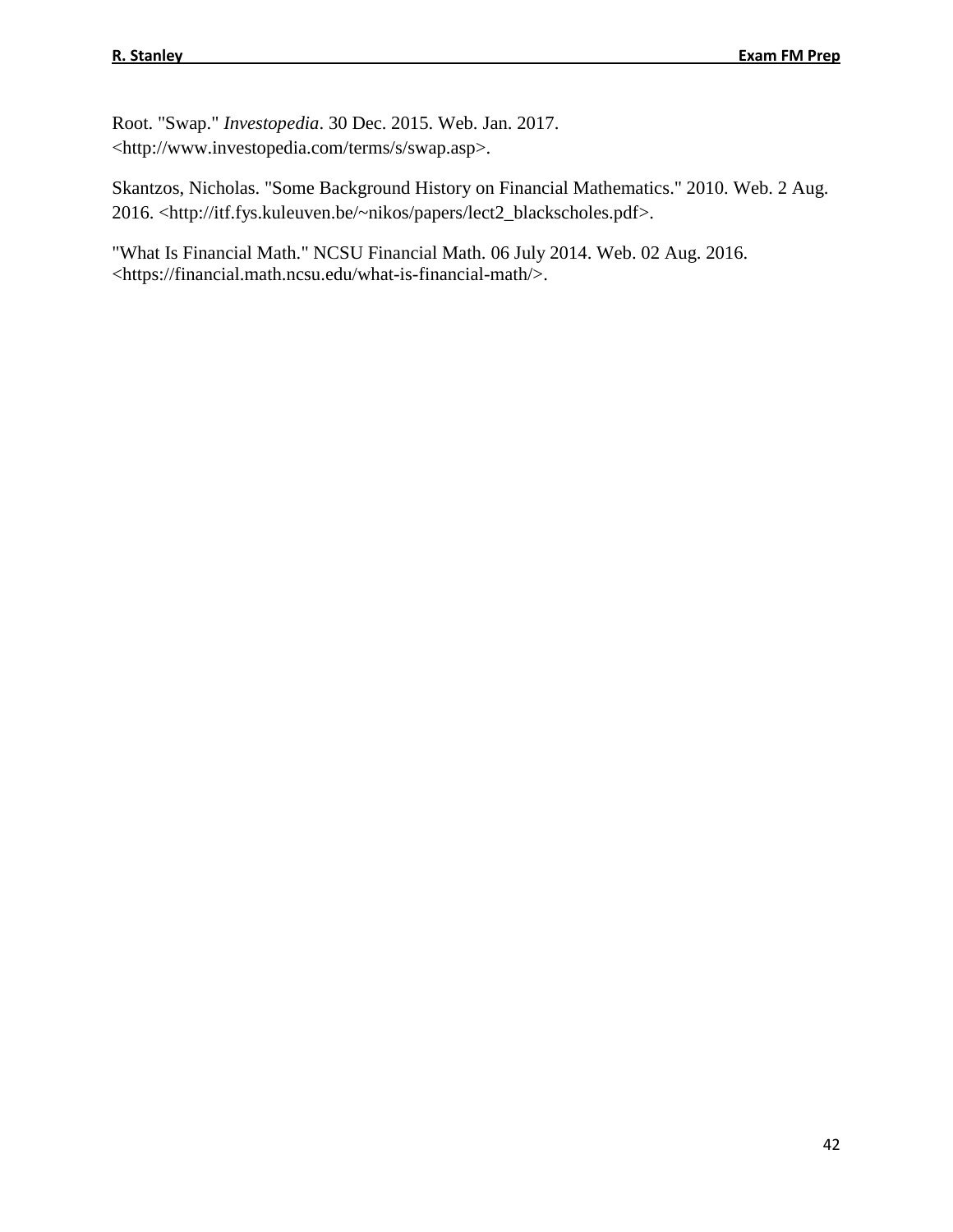Root. "Swap." *Investopedia*. 30 Dec. 2015. Web. Jan. 2017. <http://www.investopedia.com/terms/s/swap.asp>.

Skantzos, Nicholas. "Some Background History on Financial Mathematics." 2010. Web. 2 Aug. 2016. <http://itf.fys.kuleuven.be/~nikos/papers/lect2_blackscholes.pdf>.

"What Is Financial Math." NCSU Financial Math. 06 July 2014. Web. 02 Aug. 2016. <https://financial.math.ncsu.edu/what-is-financial-math/>.